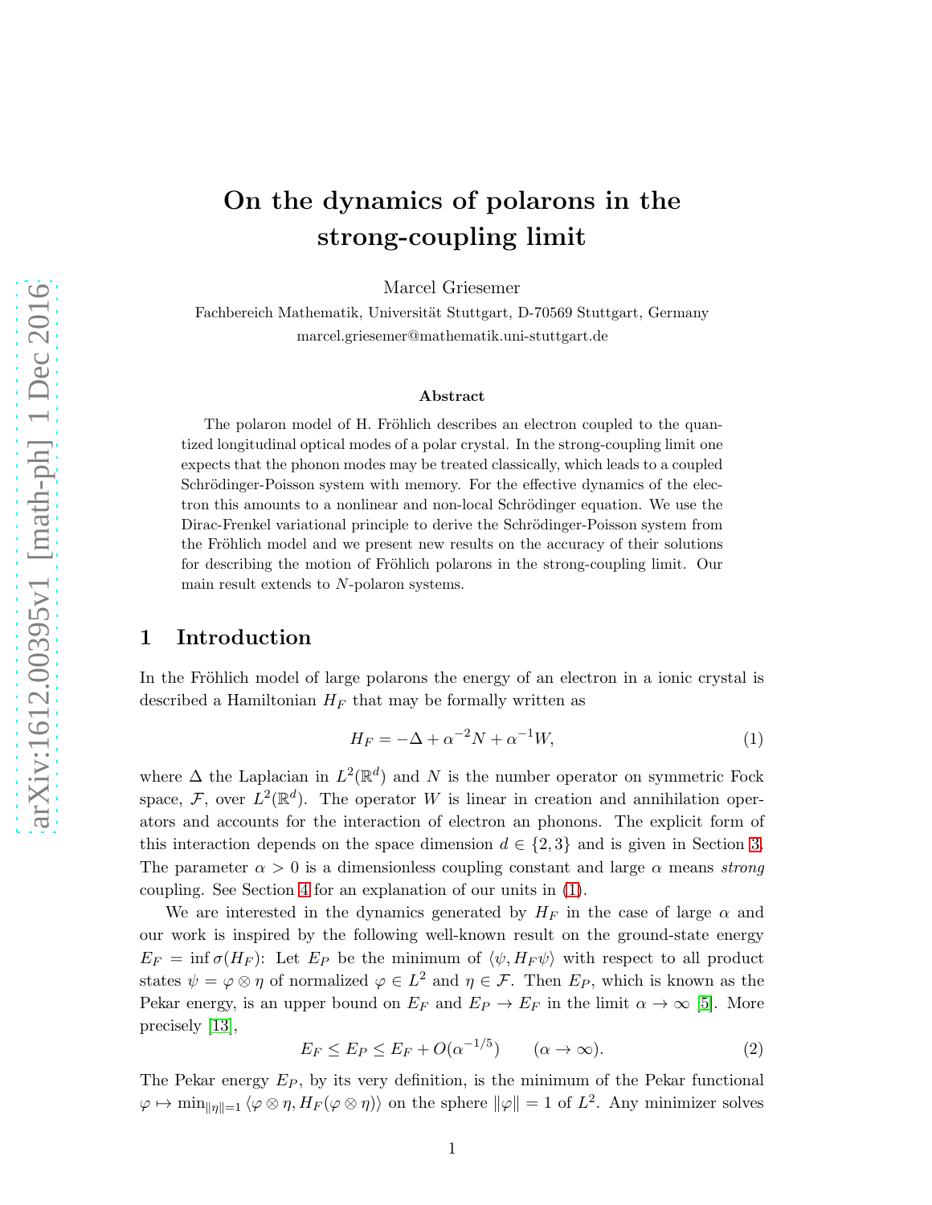# On the dynamics of polarons in the strong-coupling limit

Marcel Griesemer

Fachbereich Mathematik, Universität Stuttgart, D-70569 Stuttgart, Germany
marcel.griesemer@mathematik.uni-stuttgart.de

### Abstract

The polaron model of H. Fröhlich describes an electron coupled to the quantized longitudinal optical modes of a polar crystal. In the strong-coupling limit one expects that the phonon modes may be treated classically, which leads to a coupled Schrödinger-Poisson system with memory. For the effective dynamics of the electron this amounts to a nonlinear and non-local Schrödinger equation. We use the Dirac-Frenkel variational principle to derive the Schrödinger-Poisson system from the Fröhlich model and we present new results on the accuracy of their solutions for describing the motion of Fröhlich polarons in the strong-coupling limit. Our main result extends to $N$-polaron systems.

## 1 Introduction

In the Fröhlich model of large polarons the energy of an electron in a ionic crystal is described a Hamiltonian $H_F$ that may be formally written as

$$H_F = -\Delta + \alpha^{-2}N + \alpha^{-1}W, \tag{1}$$

where $\Delta$ the Laplacian in $L^2(\mathbb{R}^d)$ and $N$ is the number operator on symmetric Fock space, $\mathcal{F}$, over $L^2(\mathbb{R}^d)$. The operator $W$ is linear in creation and annihilation operators and accounts for the interaction of electron an phonons. The explicit form of this interaction depends on the space dimension $d \in \{2, 3\}$ and is given in Section 3. The parameter $\alpha > 0$ is a dimensionless coupling constant and large $\alpha$ means *strong* coupling. See Section 4 for an explanation of our units in (1).

We are interested in the dynamics generated by $H_F$ in the case of large $\alpha$ and our work is inspired by the following well-known result on the ground-state energy $E_F = \inf \sigma(H_F)$: Let $E_P$ be the minimum of $\langle \psi, H_F \psi \rangle$ with respect to all product states $\psi = \varphi \otimes \eta$ of normalized $\varphi \in L^2$ and $\eta \in \mathcal{F}$. Then $E_P$, which is known as the Pekar energy, is an upper bound on $E_F$ and $E_P \to E_F$ in the limit $\alpha \to \infty$ [5]. More precisely [13],

$$E_F \leq E_P \leq E_F + O(\alpha^{-1/5}) \qquad (\alpha \to \infty). \tag{2}$$

The Pekar energy $E_P$, by its very definition, is the minimum of the Pekar functional $\varphi \mapsto \min_{\|\eta\|=1} \langle \varphi \otimes \eta, H_F(\varphi \otimes \eta) \rangle$ on the sphere $\|\varphi\| = 1$ of $L^2$. Any minimizer solves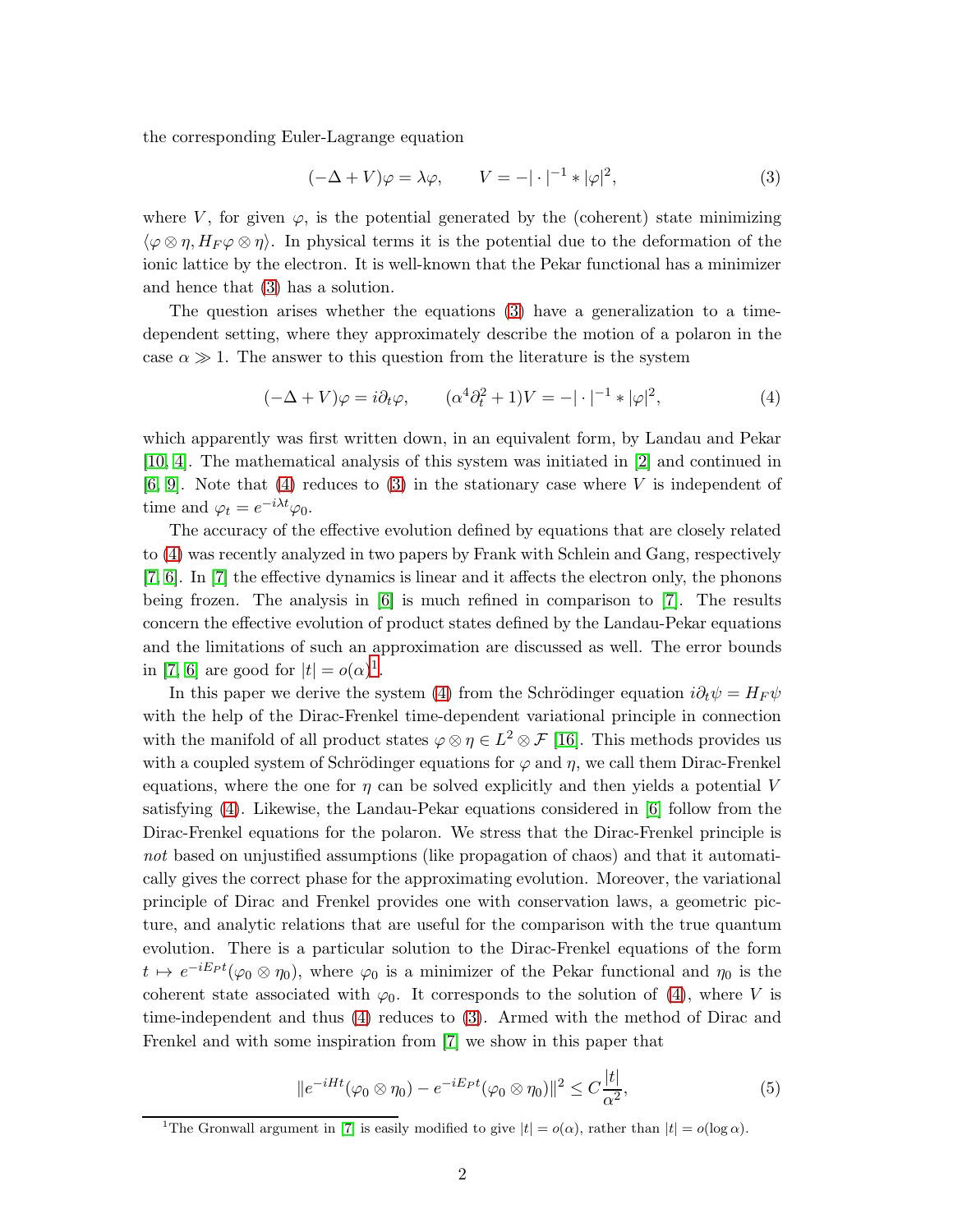the corresponding Euler-Lagrange equation

$$(-\Delta + V)\varphi = \lambda\varphi, \qquad V = -|\cdot|^{-1} * |\varphi|^2, \tag{3}$$

where $V$, for given $\varphi$, is the potential generated by the (coherent) state minimizing $\langle \varphi \otimes \eta, H_F \varphi \otimes \eta \rangle$. In physical terms it is the potential due to the deformation of the ionic lattice by the electron. It is well-known that the Pekar functional has a minimizer and hence that (3) has a solution.

The question arises whether the equations (3) have a generalization to a time-dependent setting, where they approximately describe the motion of a polaron in the case $\alpha \gg 1$. The answer to this question from the literature is the system

$$(-\Delta + V)\varphi = i\partial_t \varphi, \qquad (\alpha^4 \partial_t^2 + 1)V = -|\cdot|^{-1} * |\varphi|^2, \tag{4}$$

which apparently was first written down, in an equivalent form, by Landau and Pekar [10, 4]. The mathematical analysis of this system was initiated in [2] and continued in [6, 9]. Note that (4) reduces to (3) in the stationary case where $V$ is independent of time and $\varphi_t = e^{-i\lambda t}\varphi_0$.

The accuracy of the effective evolution defined by equations that are closely related to (4) was recently analyzed in two papers by Frank with Schlein and Gang, respectively [7, 6]. In [7] the effective dynamics is linear and it affects the electron only, the phonons being frozen. The analysis in [6] is much refined in comparison to [7]. The results concern the effective evolution of product states defined by the Landau-Pekar equations and the limitations of such an approximation are discussed as well. The error bounds in [7, 6] are good for $|t| = o(\alpha)$[1].

In this paper we derive the system (4) from the Schrödinger equation $i\partial_t \psi = H_F \psi$ with the help of the Dirac-Frenkel time-dependent variational principle in connection with the manifold of all product states $\varphi \otimes \eta \in L^2 \otimes \mathcal{F}$ [16]. This methods provides us with a coupled system of Schrödinger equations for $\varphi$ and $\eta$, we call them Dirac-Frenkel equations, where the one for $\eta$ can be solved explicitly and then yields a potential $V$ satisfying (4). Likewise, the Landau-Pekar equations considered in [6] follow from the Dirac-Frenkel equations for the polaron. We stress that the Dirac-Frenkel principle is *not* based on unjustified assumptions (like propagation of chaos) and that it automatically gives the correct phase for the approximating evolution. Moreover, the variational principle of Dirac and Frenkel provides one with conservation laws, a geometric picture, and analytic relations that are useful for the comparison with the true quantum evolution. There is a particular solution to the Dirac-Frenkel equations of the form $t \mapsto e^{-iE_P t}(\varphi_0 \otimes \eta_0)$, where $\varphi_0$ is a minimizer of the Pekar functional and $\eta_0$ is the coherent state associated with $\varphi_0$. It corresponds to the solution of (4), where $V$ is time-independent and thus (4) reduces to (3). Armed with the method of Dirac and Frenkel and with some inspiration from [7] we show in this paper that

$$\|e^{-iHt}(\varphi_0 \otimes \eta_0) - e^{-iE_P t}(\varphi_0 \otimes \eta_0)\|^2 \leq C\frac{|t|}{\alpha^2}, \tag{5}$$

[1] The Gronwall argument in [7] is easily modified to give $|t| = o(\alpha)$, rather than $|t| = o(\log \alpha)$.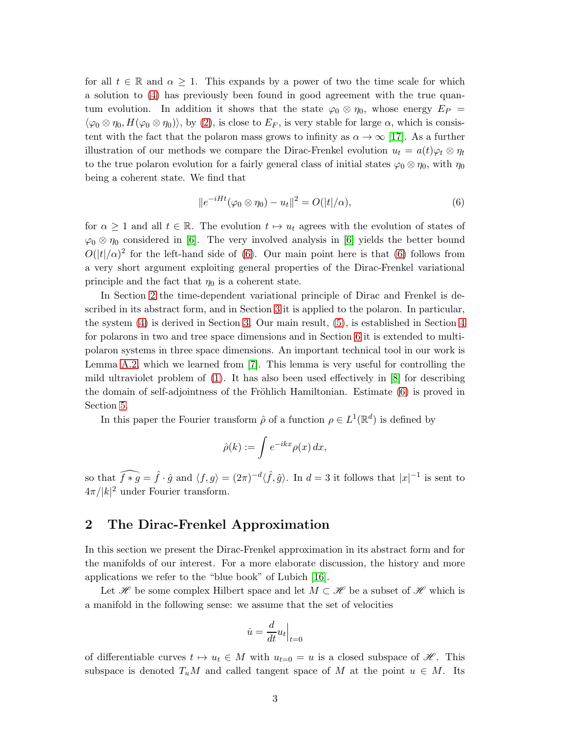for all $t \in \mathbb{R}$ and $\alpha \geq 1$. This expands by a power of two the time scale for which a solution to (4) has previously been found in good agreement with the true quantum evolution. In addition it shows that the state $\varphi_0 \otimes \eta_0$, whose energy $E_P = \langle \varphi_0 \otimes \eta_0, H(\varphi_0 \otimes \eta_0)\rangle$, by (2), is close to $E_F$, is very stable for large $\alpha$, which is consistent with the fact that the polaron mass grows to infinity as $\alpha \to \infty$ [17]. As a further illustration of our methods we compare the Dirac-Frenkel evolution $u_t = a(t)\varphi_t \otimes \eta_t$ to the true polaron evolution for a fairly general class of initial states $\varphi_0 \otimes \eta_0$, with $\eta_0$ being a coherent state. We find that

$$\|e^{-iHt}(\varphi_0 \otimes \eta_0) - u_t\|^2 = O(|t|/\alpha), \tag{6}$$

for $\alpha \geq 1$ and all $t \in \mathbb{R}$. The evolution $t \mapsto u_t$ agrees with the evolution of states of $\varphi_0 \otimes \eta_0$ considered in [6]. The very involved analysis in [6] yields the better bound $O(|t|/\alpha)^2$ for the left-hand side of (6). Our main point here is that (6) follows from a very short argument exploiting general properties of the Dirac-Frenkel variational principle and the fact that $\eta_0$ is a coherent state.

In Section 2 the time-dependent variational principle of Dirac and Frenkel is described in its abstract form, and in Section 3 it is applied to the polaron. In particular, the system (4) is derived in Section 3. Our main result, (5), is established in Section 4 for polarons in two and tree space dimensions and in Section 6 it is extended to multi-polaron systems in three space dimensions. An important technical tool in our work is Lemma A.2, which we learned from [7]. This lemma is very useful for controlling the mild ultraviolet problem of (1). It has also been used effectively in [8] for describing the domain of self-adjointness of the Fröhlich Hamiltonian. Estimate (6) is proved in Section 5.

In this paper the Fourier transform $\hat{\rho}$ of a function $\rho \in L^1(\mathbb{R}^d)$ is defined by

$$\hat{\rho}(k) := \int e^{-ikx}\rho(x)\,dx,$$

so that $\widehat{f * g} = \hat{f} \cdot \hat{g}$ and $\langle f, g\rangle = (2\pi)^{-d}\langle \hat{f}, \hat{g}\rangle$. In $d = 3$ it follows that $|x|^{-1}$ is sent to $4\pi/|k|^2$ under Fourier transform.

## 2 The Dirac-Frenkel Approximation

In this section we present the Dirac-Frenkel approximation in its abstract form and for the manifolds of our interest. For a more elaborate discussion, the history and more applications we refer to the "blue book" of Lubich [16].

Let $\mathscr{H}$ be some complex Hilbert space and let $M \subset \mathscr{H}$ be a subset of $\mathscr{H}$ which is a manifold in the following sense: we assume that the set of velocities

$$\dot{u} = \frac{d}{dt}u_t\Big|_{t=0}$$

of differentiable curves $t \mapsto u_t \in M$ with $u_{t=0} = u$ is a closed subspace of $\mathscr{H}$. This subspace is denoted $T_uM$ and called tangent space of $M$ at the point $u \in M$. Its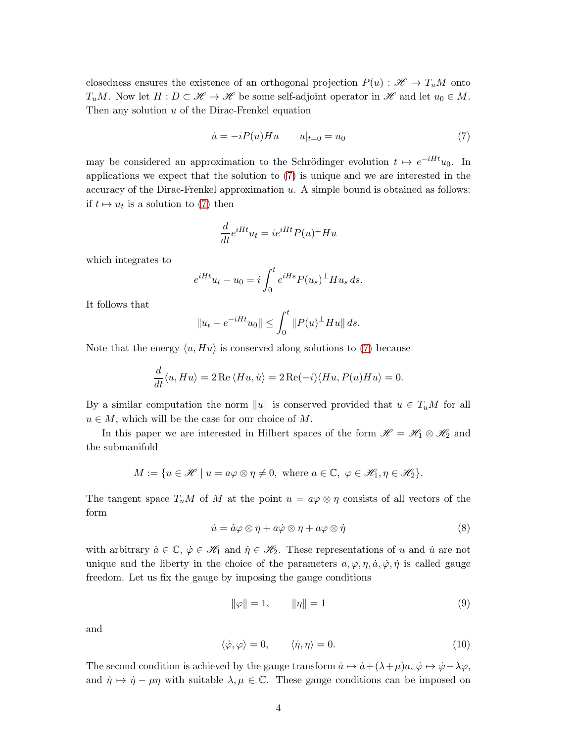closedness ensures the existence of an orthogonal projection $P(u) : \mathscr{H} \to T_uM$ onto $T_uM$. Now let $H : D \subset \mathscr{H} \to \mathscr{H}$ be some self-adjoint operator in $\mathscr{H}$ and let $u_0 \in M$. Then any solution $u$ of the Dirac-Frenkel equation

$$\dot{u} = -iP(u)Hu \qquad u|_{t=0} = u_0 \tag{7}$$

may be considered an approximation to the Schrödinger evolution $t \mapsto e^{-iHt}u_0$. In applications we expect that the solution to (7) is unique and we are interested in the accuracy of the Dirac-Frenkel approximation $u$. A simple bound is obtained as follows: if $t \mapsto u_t$ is a solution to (7) then

$$\frac{d}{dt}e^{iHt}u_t = ie^{iHt}P(u)^{\perp}Hu$$

which integrates to

$$e^{iHt}u_t - u_0 = i\int_0^t e^{iHs}P(u_s)^{\perp}Hu_s\,ds.$$

It follows that

$$\|u_t - e^{-iHt}u_0\| \leq \int_0^t \|P(u)^{\perp}Hu\|\,ds.$$

Note that the energy $\langle u, Hu\rangle$ is conserved along solutions to (7) because

$$\frac{d}{dt}\langle u, Hu\rangle = 2\,\mathrm{Re}\,\langle Hu, \dot{u}\rangle = 2\,\mathrm{Re}(-i)\langle Hu, P(u)Hu\rangle = 0.$$

By a similar computation the norm $\|u\|$ is conserved provided that $u \in T_uM$ for all $u \in M$, which will be the case for our choice of $M$.

In this paper we are interested in Hilbert spaces of the form $\mathscr{H} = \mathscr{H}_1 \otimes \mathscr{H}_2$ and the submanifold

$$M := \{u \in \mathscr{H} \mid u = a\varphi \otimes \eta \neq 0, \text{ where } a \in \mathbb{C},\ \varphi \in \mathscr{H}_1, \eta \in \mathscr{H}_2\}.$$

The tangent space $T_uM$ of $M$ at the point $u = a\varphi \otimes \eta$ consists of all vectors of the form

$$\dot{u} = \dot{a}\varphi \otimes \eta + a\dot{\varphi} \otimes \eta + a\varphi \otimes \dot{\eta} \tag{8}$$

with arbitrary $\dot{a} \in \mathbb{C}$, $\dot{\varphi} \in \mathscr{H}_1$ and $\dot{\eta} \in \mathscr{H}_2$. These representations of $u$ and $\dot{u}$ are not unique and the liberty in the choice of the parameters $a, \varphi, \eta, \dot{a}, \dot{\varphi}, \dot{\eta}$ is called gauge freedom. Let us fix the gauge by imposing the gauge conditions

$$\|\varphi\| = 1, \qquad \|\eta\| = 1 \tag{9}$$

and

$$\langle \dot{\varphi}, \varphi\rangle = 0, \qquad \langle \dot{\eta}, \eta\rangle = 0. \tag{10}$$

The second condition is achieved by the gauge transform $\dot{a} \mapsto \dot{a} + (\lambda+\mu)a$, $\dot{\varphi} \mapsto \dot{\varphi} - \lambda\varphi$, and $\dot{\eta} \mapsto \dot{\eta} - \mu\eta$ with suitable $\lambda, \mu \in \mathbb{C}$. These gauge conditions can be imposed on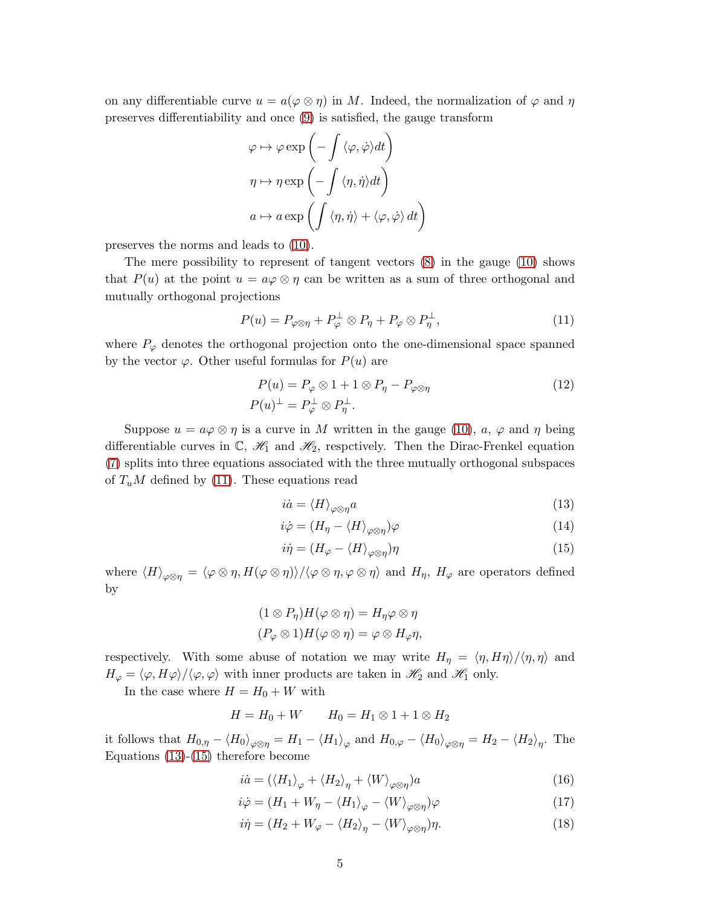on any differentiable curve $u = a(\varphi \otimes \eta)$ in $M$. Indeed, the normalization of $\varphi$ and $\eta$ preserves differentiability and once (9) is satisfied, the gauge transform

$$\varphi \mapsto \varphi \exp\left(-\int \langle \varphi, \dot{\varphi} \rangle dt\right)$$
$$\eta \mapsto \eta \exp\left(-\int \langle \eta, \dot{\eta} \rangle dt\right)$$
$$a \mapsto a \exp\left(\int \langle \eta, \dot{\eta} \rangle + \langle \varphi, \dot{\varphi} \rangle \, dt\right)$$

preserves the norms and leads to (10).

The mere possibility to represent of tangent vectors (8) in the gauge (10) shows that $P(u)$ at the point $u = a\varphi \otimes \eta$ can be written as a sum of three orthogonal and mutually orthogonal projections

$$P(u) = P_{\varphi\otimes\eta} + P_{\varphi}^{\perp} \otimes P_{\eta} + P_{\varphi} \otimes P_{\eta}^{\perp}, \tag{11}$$

where $P_{\varphi}$ denotes the orthogonal projection onto the one-dimensional space spanned by the vector $\varphi$. Other useful formulas for $P(u)$ are

$$\begin{aligned} P(u) &= P_{\varphi} \otimes 1 + 1 \otimes P_{\eta} - P_{\varphi\otimes\eta} \\ P(u)^{\perp} &= P_{\varphi}^{\perp} \otimes P_{\eta}^{\perp}. \end{aligned} \tag{12}$$

Suppose $u = a\varphi \otimes \eta$ is a curve in $M$ written in the gauge (10), $a$, $\varphi$ and $\eta$ being differentiable curves in $\mathbb{C}$, $\mathscr{H}_1$ and $\mathscr{H}_2$, respctively. Then the Dirac-Frenkel equation (7) splits into three equations associated with the three mutually orthogonal subspaces of $T_u M$ defined by (11). These equations read

$$i\dot{a} = \langle H \rangle_{\varphi\otimes\eta} a \tag{13}$$
$$i\dot{\varphi} = (H_{\eta} - \langle H \rangle_{\varphi\otimes\eta})\varphi \tag{14}$$
$$i\dot{\eta} = (H_{\varphi} - \langle H \rangle_{\varphi\otimes\eta})\eta \tag{15}$$

where $\langle H \rangle_{\varphi\otimes\eta} = \langle \varphi \otimes \eta, H(\varphi \otimes \eta) \rangle / \langle \varphi \otimes \eta, \varphi \otimes \eta \rangle$ and $H_{\eta}$, $H_{\varphi}$ are operators defined by

$$(1 \otimes P_{\eta})H(\varphi \otimes \eta) = H_{\eta}\varphi \otimes \eta$$
$$(P_{\varphi} \otimes 1)H(\varphi \otimes \eta) = \varphi \otimes H_{\varphi}\eta,$$

respectively. With some abuse of notation we may write $H_{\eta} = \langle \eta, H\eta \rangle / \langle \eta, \eta \rangle$ and $H_{\varphi} = \langle \varphi, H\varphi \rangle / \langle \varphi, \varphi \rangle$ with inner products are taken in $\mathscr{H}_2$ and $\mathscr{H}_1$ only.

In the case where $H = H_0 + W$ with

$$H = H_0 + W \qquad H_0 = H_1 \otimes 1 + 1 \otimes H_2$$

it follows that $H_{0,\eta} - \langle H_0 \rangle_{\varphi\otimes\eta} = H_1 - \langle H_1 \rangle_{\varphi}$ and $H_{0,\varphi} - \langle H_0 \rangle_{\varphi\otimes\eta} = H_2 - \langle H_2 \rangle_{\eta}$. The Equations (13)-(15) therefore become

$$i\dot{a} = (\langle H_1 \rangle_{\varphi} + \langle H_2 \rangle_{\eta} + \langle W \rangle_{\varphi\otimes\eta})a \tag{16}$$
$$i\dot{\varphi} = (H_1 + W_{\eta} - \langle H_1 \rangle_{\varphi} - \langle W \rangle_{\varphi\otimes\eta})\varphi \tag{17}$$
$$i\dot{\eta} = (H_2 + W_{\varphi} - \langle H_2 \rangle_{\eta} - \langle W \rangle_{\varphi\otimes\eta})\eta. \tag{18}$$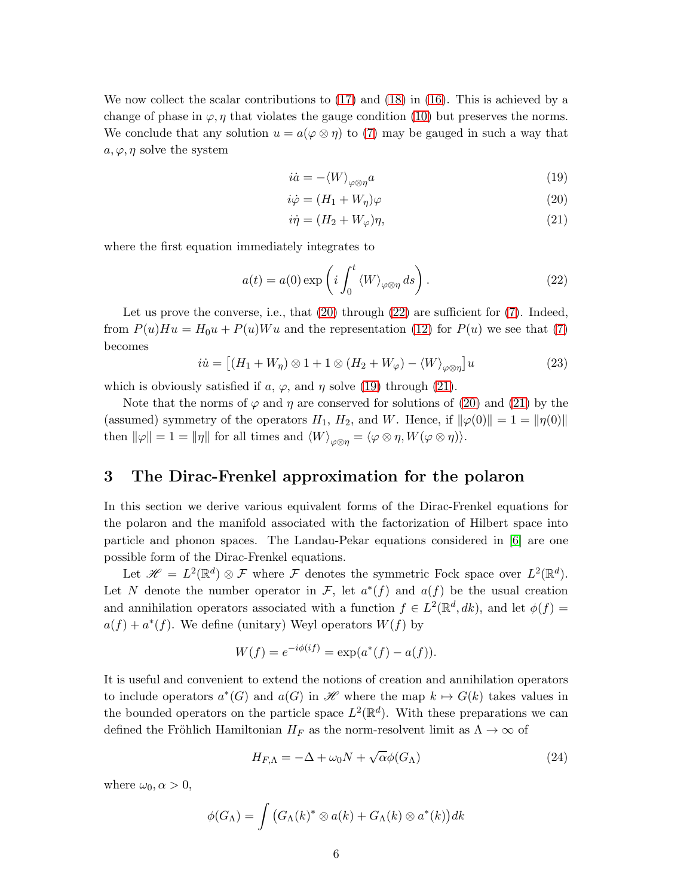We now collect the scalar contributions to (17) and (18) in (16). This is achieved by a change of phase in $\varphi, \eta$ that violates the gauge condition (10) but preserves the norms. We conclude that any solution $u = a(\varphi \otimes \eta)$ to (7) may be gauged in such a way that $a, \varphi, \eta$ solve the system

$$i\dot{a} = -\langle W \rangle_{\varphi\otimes\eta} a \tag{19}$$

$$i\dot{\varphi} = (H_1 + W_\eta)\varphi \tag{20}$$

$$i\dot{\eta} = (H_2 + W_\varphi)\eta, \tag{21}$$

where the first equation immediately integrates to

$$a(t) = a(0)\exp\left(i\int_0^t \langle W \rangle_{\varphi\otimes\eta}\, ds\right). \tag{22}$$

Let us prove the converse, i.e., that (20) through (22) are sufficient for (7). Indeed, from $P(u)Hu = H_0 u + P(u)Wu$ and the representation (12) for $P(u)$ we see that (7) becomes

$$i\dot{u} = \left[(H_1 + W_\eta)\otimes 1 + 1\otimes(H_2 + W_\varphi) - \langle W \rangle_{\varphi\otimes\eta}\right]u \tag{23}$$

which is obviously satisfied if $a$, $\varphi$, and $\eta$ solve (19) through (21).

Note that the norms of $\varphi$ and $\eta$ are conserved for solutions of (20) and (21) by the (assumed) symmetry of the operators $H_1$, $H_2$, and $W$. Hence, if $\|\varphi(0)\| = 1 = \|\eta(0)\|$ then $\|\varphi\| = 1 = \|\eta\|$ for all times and $\langle W \rangle_{\varphi\otimes\eta} = \langle \varphi\otimes\eta, W(\varphi\otimes\eta)\rangle$.

## 3 The Dirac-Frenkel approximation for the polaron

In this section we derive various equivalent forms of the Dirac-Frenkel equations for the polaron and the manifold associated with the factorization of Hilbert space into particle and phonon spaces. The Landau-Pekar equations considered in [6] are one possible form of the Dirac-Frenkel equations.

Let $\mathscr{H} = L^2(\mathbb{R}^d)\otimes\mathcal{F}$ where $\mathcal{F}$ denotes the symmetric Fock space over $L^2(\mathbb{R}^d)$. Let $N$ denote the number operator in $\mathcal{F}$, let $a^*(f)$ and $a(f)$ be the usual creation and annihilation operators associated with a function $f \in L^2(\mathbb{R}^d, dk)$, and let $\phi(f) = a(f) + a^*(f)$. We define (unitary) Weyl operators $W(f)$ by

$$W(f) = e^{-i\phi(if)} = \exp(a^*(f) - a(f)).$$

It is useful and convenient to extend the notions of creation and annihilation operators to include operators $a^*(G)$ and $a(G)$ in $\mathscr{H}$ where the map $k \mapsto G(k)$ takes values in the bounded operators on the particle space $L^2(\mathbb{R}^d)$. With these preparations we can defined the Fröhlich Hamiltonian $H_F$ as the norm-resolvent limit as $\Lambda \to \infty$ of

$$H_{F,\Lambda} = -\Delta + \omega_0 N + \sqrt{\alpha}\phi(G_\Lambda) \tag{24}$$

where $\omega_0, \alpha > 0$,

$$\phi(G_\Lambda) = \int \big(G_\Lambda(k)^* \otimes a(k) + G_\Lambda(k)\otimes a^*(k)\big)dk$$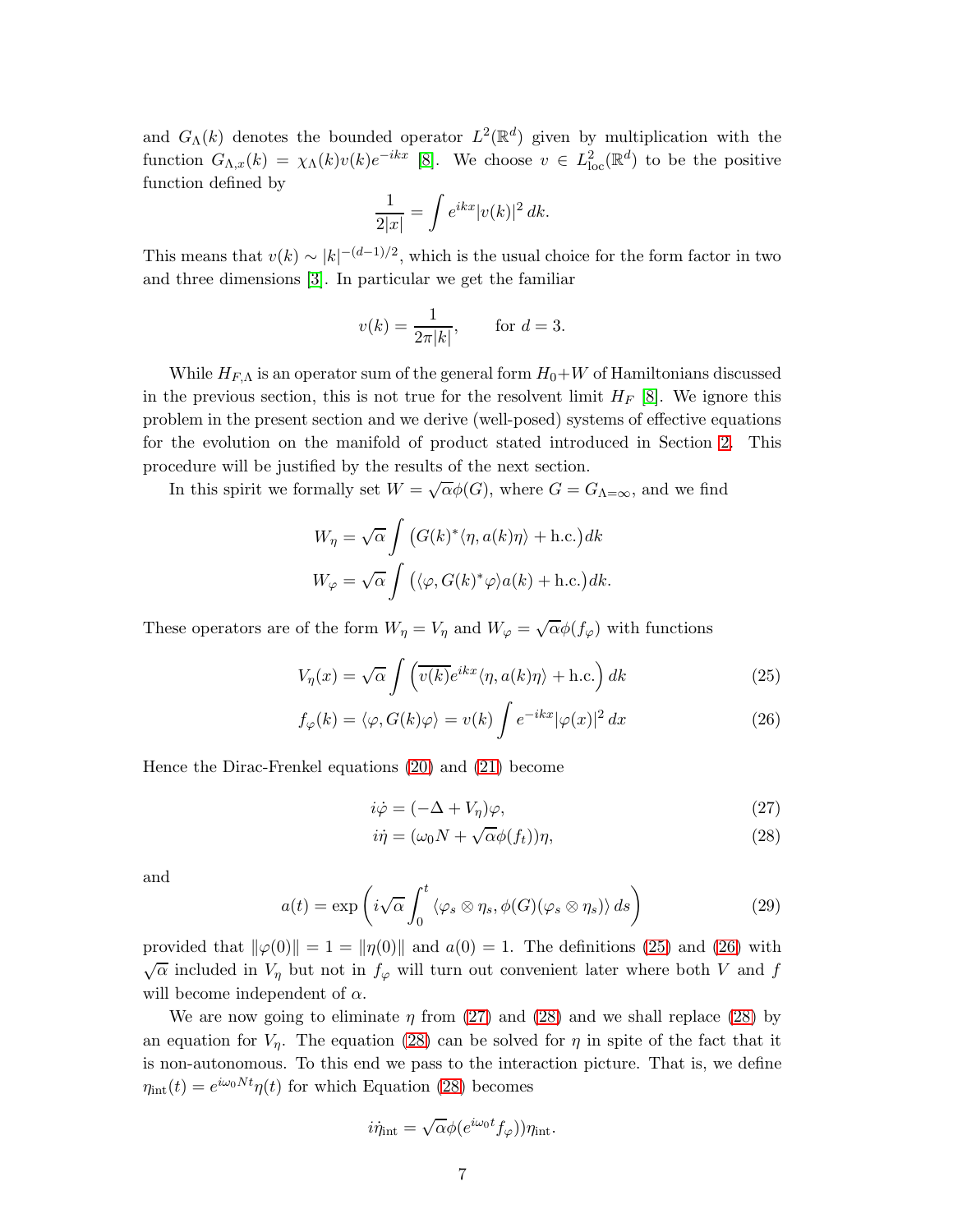and $G_\Lambda(k)$ denotes the bounded operator $L^2(\mathbb{R}^d)$ given by multiplication with the function $G_{\Lambda,x}(k) = \chi_\Lambda(k)v(k)e^{-ikx}$ [8]. We choose $v \in L^2_{\rm loc}(\mathbb{R}^d)$ to be the positive function defined by

$$\frac{1}{2|x|} = \int e^{ikx}|v(k)|^2\,dk.$$

This means that $v(k) \sim |k|^{-(d-1)/2}$, which is the usual choice for the form factor in two and three dimensions [3]. In particular we get the familiar

$$v(k) = \frac{1}{2\pi|k|}, \qquad \text{for } d = 3.$$

While $H_{F,\Lambda}$ is an operator sum of the general form $H_0+W$ of Hamiltonians discussed in the previous section, this is not true for the resolvent limit $H_F$ [8]. We ignore this problem in the present section and we derive (well-posed) systems of effective equations for the evolution on the manifold of product stated introduced in Section 2. This procedure will be justified by the results of the next section.

In this spirit we formally set $W = \sqrt{\alpha}\phi(G)$, where $G = G_{\Lambda=\infty}$, and we find

$$\begin{aligned}
W_\eta &= \sqrt{\alpha}\int \big(G(k)^*\langle \eta, a(k)\eta\rangle + \text{h.c.}\big)\,dk \\
W_\varphi &= \sqrt{\alpha}\int \big(\langle \varphi, G(k)^*\varphi\rangle a(k) + \text{h.c.}\big)\,dk.
\end{aligned}$$

These operators are of the form $W_\eta = V_\eta$ and $W_\varphi = \sqrt{\alpha}\phi(f_\varphi)$ with functions

$$V_\eta(x) = \sqrt{\alpha}\int \Big(\overline{v(k)}e^{ikx}\langle \eta, a(k)\eta\rangle + \text{h.c.}\Big)\,dk \tag{25}$$

$$f_\varphi(k) = \langle \varphi, G(k)\varphi\rangle = v(k)\int e^{-ikx}|\varphi(x)|^2\,dx \tag{26}$$

Hence the Dirac-Frenkel equations (20) and (21) become

$$i\dot{\varphi} = (-\Delta + V_\eta)\varphi, \tag{27}$$

$$i\dot{\eta} = (\omega_0 N + \sqrt{\alpha}\phi(f_t))\eta, \tag{28}$$

and

$$a(t) = \exp\left(i\sqrt{\alpha}\int_0^t \langle \varphi_s\otimes\eta_s, \phi(G)(\varphi_s\otimes\eta_s)\rangle\,ds\right) \tag{29}$$

provided that $\|\varphi(0)\| = 1 = \|\eta(0)\|$ and $a(0) = 1$. The definitions (25) and (26) with $\sqrt{\alpha}$ included in $V_\eta$ but not in $f_\varphi$ will turn out convenient later where both $V$ and $f$ will become independent of $\alpha$.

We are now going to eliminate $\eta$ from (27) and (28) and we shall replace (28) by an equation for $V_\eta$. The equation (28) can be solved for $\eta$ in spite of the fact that it is non-autonomous. To this end we pass to the interaction picture. That is, we define $\eta_{\rm int}(t) = e^{i\omega_0 Nt}\eta(t)$ for which Equation (28) becomes

$$i\dot{\eta}_{\rm int} = \sqrt{\alpha}\phi(e^{i\omega_0 t}f_\varphi))\eta_{\rm int}.$$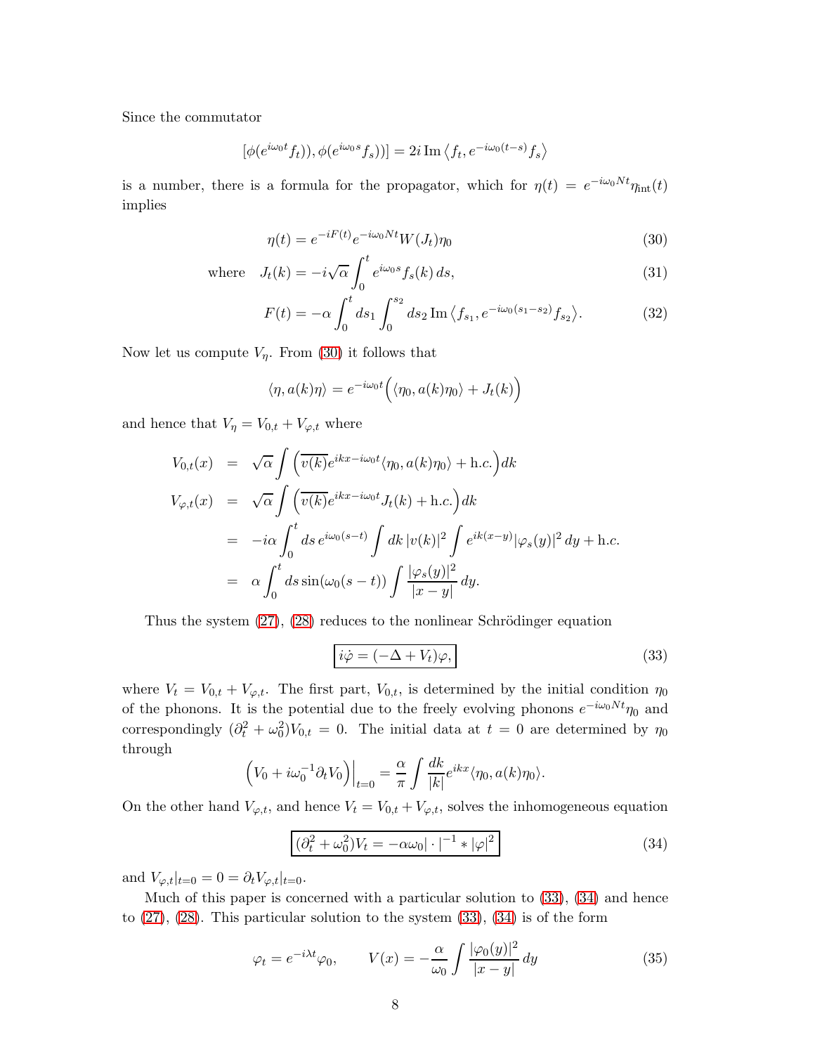Since the commutator

$$[\phi(e^{i\omega_0 t}f_t)), \phi(e^{i\omega_0 s}f_s))] = 2i\,\mathrm{Im}\,\langle f_t, e^{-i\omega_0(t-s)}f_s\rangle$$

is a number, there is a formula for the propagator, which for $\eta(t) = e^{-i\omega_0 Nt}\eta_{\rm int}(t)$ implies

$$\eta(t) = e^{-iF(t)}e^{-i\omega_0 Nt}W(J_t)\eta_0 \tag{30}$$

$$\text{where} \quad J_t(k) = -i\sqrt{\alpha}\int_0^t e^{i\omega_0 s}f_s(k)\,ds, \tag{31}$$

$$F(t) = -\alpha\int_0^t ds_1\int_0^{s_2} ds_2\,\mathrm{Im}\,\langle f_{s_1}, e^{-i\omega_0(s_1-s_2)}f_{s_2}\rangle. \tag{32}$$

Now let us compute $V_\eta$. From (30) it follows that

$$\langle\eta, a(k)\eta\rangle = e^{-i\omega_0 t}\Big(\langle\eta_0, a(k)\eta_0\rangle + J_t(k)\Big)$$

and hence that $V_\eta = V_{0,t} + V_{\varphi,t}$ where

$$\begin{aligned}
V_{0,t}(x) &= \sqrt{\alpha}\int\Big(\overline{v(k)}e^{ikx-i\omega_0 t}\langle\eta_0, a(k)\eta_0\rangle + \text{h.c.}\Big)dk\\
V_{\varphi,t}(x) &= \sqrt{\alpha}\int\Big(\overline{v(k)}e^{ikx-i\omega_0 t}J_t(k) + \text{h.c.}\Big)dk\\
&= -i\alpha\int_0^t ds\,e^{i\omega_0(s-t)}\int dk\,|v(k)|^2\int e^{ik(x-y)}|\varphi_s(y)|^2\,dy + \text{h.c.}\\
&= \alpha\int_0^t ds\sin(\omega_0(s-t))\int\frac{|\varphi_s(y)|^2}{|x-y|}\,dy.
\end{aligned}$$

Thus the system (27), (28) reduces to the nonlinear Schrödinger equation

$$\boxed{i\dot\varphi = (-\Delta + V_t)\varphi,} \tag{33}$$

where $V_t = V_{0,t} + V_{\varphi,t}$. The first part, $V_{0,t}$, is determined by the initial condition $\eta_0$ of the phonons. It is the potential due to the freely evolving phonons $e^{-i\omega_0 Nt}\eta_0$ and correspondingly $(\partial_t^2 + \omega_0^2)V_{0,t} = 0$. The initial data at $t = 0$ are determined by $\eta_0$ through

$$\Big(V_0 + i\omega_0^{-1}\partial_t V_0\Big)\Big|_{t=0} = \frac{\alpha}{\pi}\int\frac{dk}{|k|}e^{ikx}\langle\eta_0, a(k)\eta_0\rangle.$$

On the other hand $V_{\varphi,t}$, and hence $V_t = V_{0,t} + V_{\varphi,t}$, solves the inhomogeneous equation

$$\boxed{(\partial_t^2 + \omega_0^2)V_t = -\alpha\omega_0|\cdot|^{-1} * |\varphi|^2} \tag{34}$$

and $V_{\varphi,t}|_{t=0} = 0 = \partial_t V_{\varphi,t}|_{t=0}$.

Much of this paper is concerned with a particular solution to (33), (34) and hence to (27), (28). This particular solution to the system (33), (34) is of the form

$$\varphi_t = e^{-i\lambda t}\varphi_0, \qquad V(x) = -\frac{\alpha}{\omega_0}\int\frac{|\varphi_0(y)|^2}{|x-y|}\,dy \tag{35}$$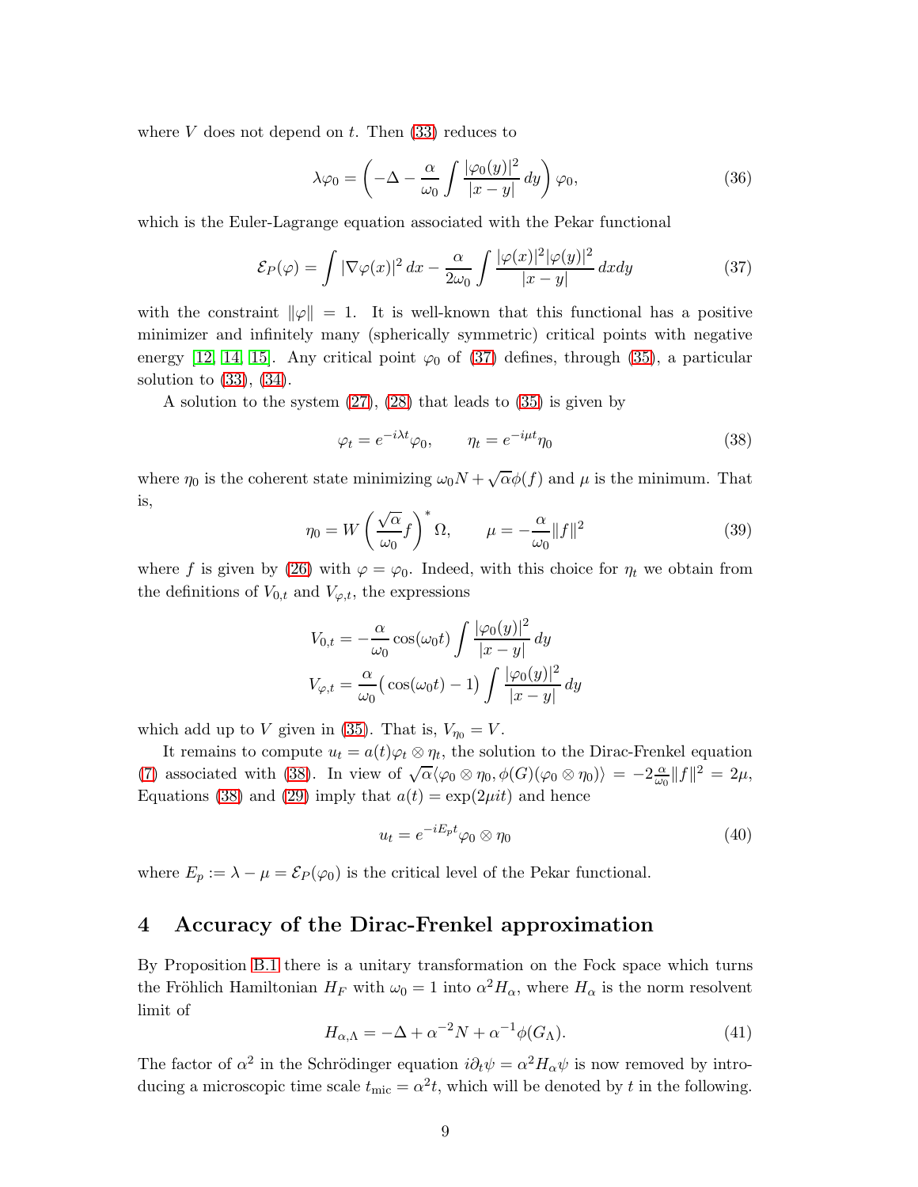where $V$ does not depend on $t$. Then (33) reduces to

$$\lambda\varphi_0 = \left(-\Delta - \frac{\alpha}{\omega_0}\int \frac{|\varphi_0(y)|^2}{|x-y|}\,dy\right)\varphi_0, \tag{36}$$

which is the Euler-Lagrange equation associated with the Pekar functional

$$\mathcal{E}_P(\varphi) = \int |\nabla\varphi(x)|^2\,dx - \frac{\alpha}{2\omega_0}\int \frac{|\varphi(x)|^2|\varphi(y)|^2}{|x-y|}\,dxdy \tag{37}$$

with the constraint $\|\varphi\| = 1$. It is well-known that this functional has a positive minimizer and infinitely many (spherically symmetric) critical points with negative energy [12, 14, 15]. Any critical point $\varphi_0$ of (37) defines, through (35), a particular solution to (33), (34).

A solution to the system (27), (28) that leads to (35) is given by

$$\varphi_t = e^{-i\lambda t}\varphi_0, \qquad \eta_t = e^{-i\mu t}\eta_0 \tag{38}$$

where $\eta_0$ is the coherent state minimizing $\omega_0 N + \sqrt{\alpha}\phi(f)$ and $\mu$ is the minimum. That is,

$$\eta_0 = W\left(\frac{\sqrt{\alpha}}{\omega_0}f\right)^*\Omega, \qquad \mu = -\frac{\alpha}{\omega_0}\|f\|^2 \tag{39}$$

where $f$ is given by (26) with $\varphi = \varphi_0$. Indeed, with this choice for $\eta_t$ we obtain from the definitions of $V_{0,t}$ and $V_{\varphi,t}$, the expressions

$$V_{0,t} = -\frac{\alpha}{\omega_0}\cos(\omega_0 t)\int \frac{|\varphi_0(y)|^2}{|x-y|}\,dy$$
$$V_{\varphi,t} = \frac{\alpha}{\omega_0}\big(\cos(\omega_0 t) - 1\big)\int \frac{|\varphi_0(y)|^2}{|x-y|}\,dy$$

which add up to $V$ given in (35). That is, $V_{\eta_0} = V$.

It remains to compute $u_t = a(t)\varphi_t \otimes \eta_t$, the solution to the Dirac-Frenkel equation (7) associated with (38). In view of $\sqrt{\alpha}\langle\varphi_0\otimes\eta_0, \phi(G)(\varphi_0\otimes\eta_0)\rangle = -2\frac{\alpha}{\omega_0}\|f\|^2 = 2\mu$, Equations (38) and (29) imply that $a(t) = \exp(2\mu i t)$ and hence

$$u_t = e^{-iE_p t}\varphi_0 \otimes \eta_0 \tag{40}$$

where $E_p := \lambda - \mu = \mathcal{E}_P(\varphi_0)$ is the critical level of the Pekar functional.

# 4 Accuracy of the Dirac-Frenkel approximation

By Proposition B.1 there is a unitary transformation on the Fock space which turns the Fröhlich Hamiltonian $H_F$ with $\omega_0 = 1$ into $\alpha^2 H_\alpha$, where $H_\alpha$ is the norm resolvent limit of

$$H_{\alpha,\Lambda} = -\Delta + \alpha^{-2}N + \alpha^{-1}\phi(G_\Lambda). \tag{41}$$

The factor of $\alpha^2$ in the Schrödinger equation $i\partial_t\psi = \alpha^2 H_\alpha\psi$ is now removed by introducing a microscopic time scale $t_{\text{mic}} = \alpha^2 t$, which will be denoted by $t$ in the following.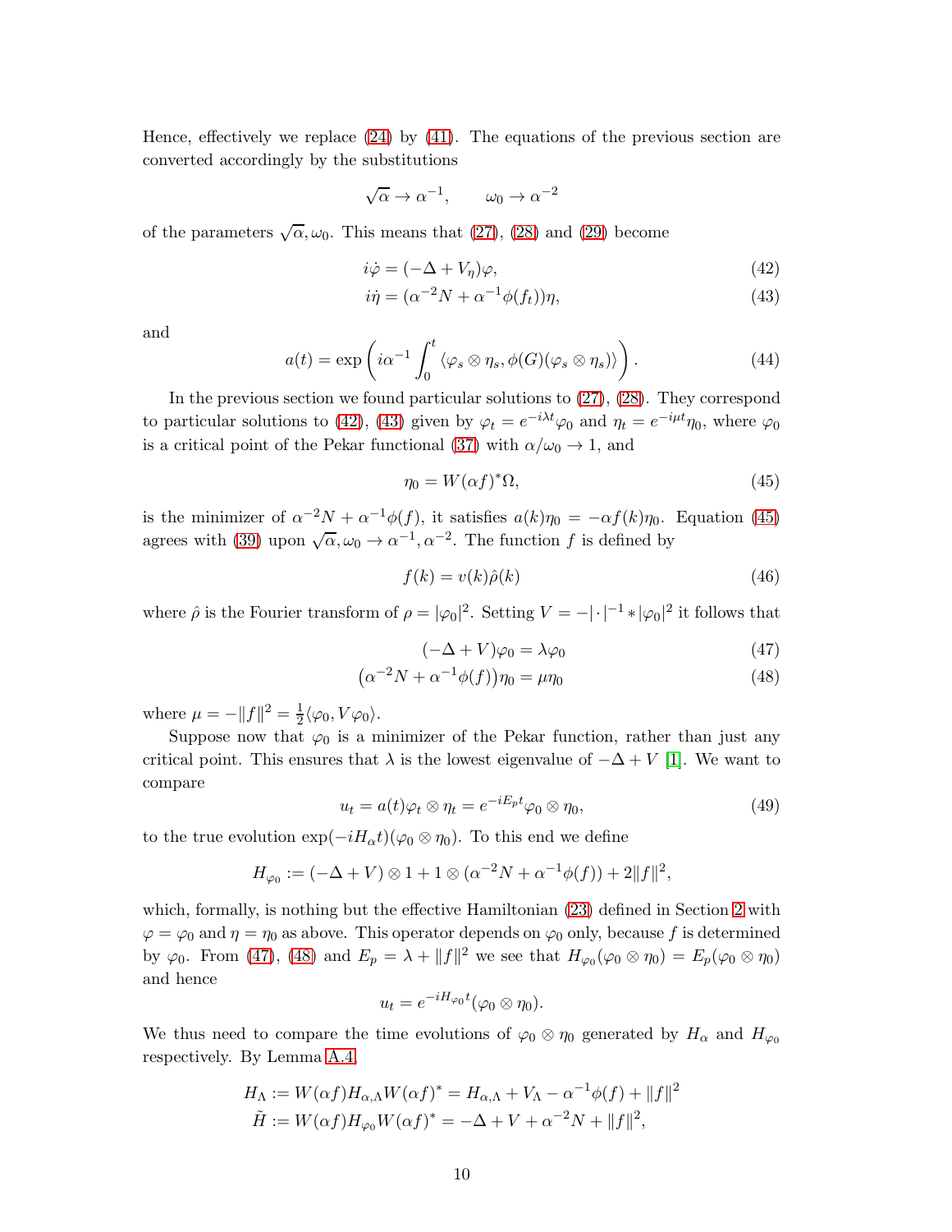Hence, effectively we replace (24) by (41). The equations of the previous section are converted accordingly by the substitutions

$$\sqrt{\alpha} \to \alpha^{-1}, \qquad \omega_0 \to \alpha^{-2}$$

of the parameters $\sqrt{\alpha}, \omega_0$. This means that (27), (28) and (29) become

$$i\dot{\varphi} = (-\Delta + V_\eta)\varphi, \tag{42}$$

$$i\dot{\eta} = (\alpha^{-2}N + \alpha^{-1}\phi(f_t))\eta, \tag{43}$$

and

$$a(t) = \exp\left(i\alpha^{-1}\int_0^t \langle \varphi_s \otimes \eta_s, \phi(G)(\varphi_s \otimes \eta_s)\rangle\right). \tag{44}$$

In the previous section we found particular solutions to (27), (28). They correspond to particular solutions to (42), (43) given by $\varphi_t = e^{-i\lambda t}\varphi_0$ and $\eta_t = e^{-i\mu t}\eta_0$, where $\varphi_0$ is a critical point of the Pekar functional (37) with $\alpha/\omega_0 \to 1$, and

$$\eta_0 = W(\alpha f)^*\Omega, \tag{45}$$

is the minimizer of $\alpha^{-2}N + \alpha^{-1}\phi(f)$, it satisfies $a(k)\eta_0 = -\alpha f(k)\eta_0$. Equation (45) agrees with (39) upon $\sqrt{\alpha}, \omega_0 \to \alpha^{-1}, \alpha^{-2}$. The function $f$ is defined by

$$f(k) = v(k)\hat{\rho}(k) \tag{46}$$

where $\hat{\rho}$ is the Fourier transform of $\rho = |\varphi_0|^2$. Setting $V = -|\cdot|^{-1} * |\varphi_0|^2$ it follows that

$$(-\Delta + V)\varphi_0 = \lambda\varphi_0 \tag{47}$$

$$\left(\alpha^{-2}N + \alpha^{-1}\phi(f)\right)\eta_0 = \mu\eta_0 \tag{48}$$

where $\mu = -\|f\|^2 = \frac{1}{2}\langle\varphi_0, V\varphi_0\rangle$.

Suppose now that $\varphi_0$ is a minimizer of the Pekar function, rather than just any critical point. This ensures that $\lambda$ is the lowest eigenvalue of $-\Delta + V$ [1]. We want to compare

$$u_t = a(t)\varphi_t \otimes \eta_t = e^{-iE_p t}\varphi_0 \otimes \eta_0, \tag{49}$$

to the true evolution $\exp(-iH_\alpha t)(\varphi_0 \otimes \eta_0)$. To this end we define

$$H_{\varphi_0} := (-\Delta + V) \otimes 1 + 1 \otimes (\alpha^{-2}N + \alpha^{-1}\phi(f)) + 2\|f\|^2,$$

which, formally, is nothing but the effective Hamiltonian (23) defined in Section 2 with $\varphi = \varphi_0$ and $\eta = \eta_0$ as above. This operator depends on $\varphi_0$ only, because $f$ is determined by $\varphi_0$. From (47), (48) and $E_p = \lambda + \|f\|^2$ we see that $H_{\varphi_0}(\varphi_0 \otimes \eta_0) = E_p(\varphi_0 \otimes \eta_0)$ and hence

$$u_t = e^{-iH_{\varphi_0}t}(\varphi_0 \otimes \eta_0).$$

We thus need to compare the time evolutions of $\varphi_0 \otimes \eta_0$ generated by $H_\alpha$ and $H_{\varphi_0}$ respectively. By Lemma A.4,

$$H_\Lambda := W(\alpha f)H_{\alpha,\Lambda}W(\alpha f)^* = H_{\alpha,\Lambda} + V_\Lambda - \alpha^{-1}\phi(f) + \|f\|^2$$

$$\tilde{H} := W(\alpha f)H_{\varphi_0}W(\alpha f)^* = -\Delta + V + \alpha^{-2}N + \|f\|^2,$$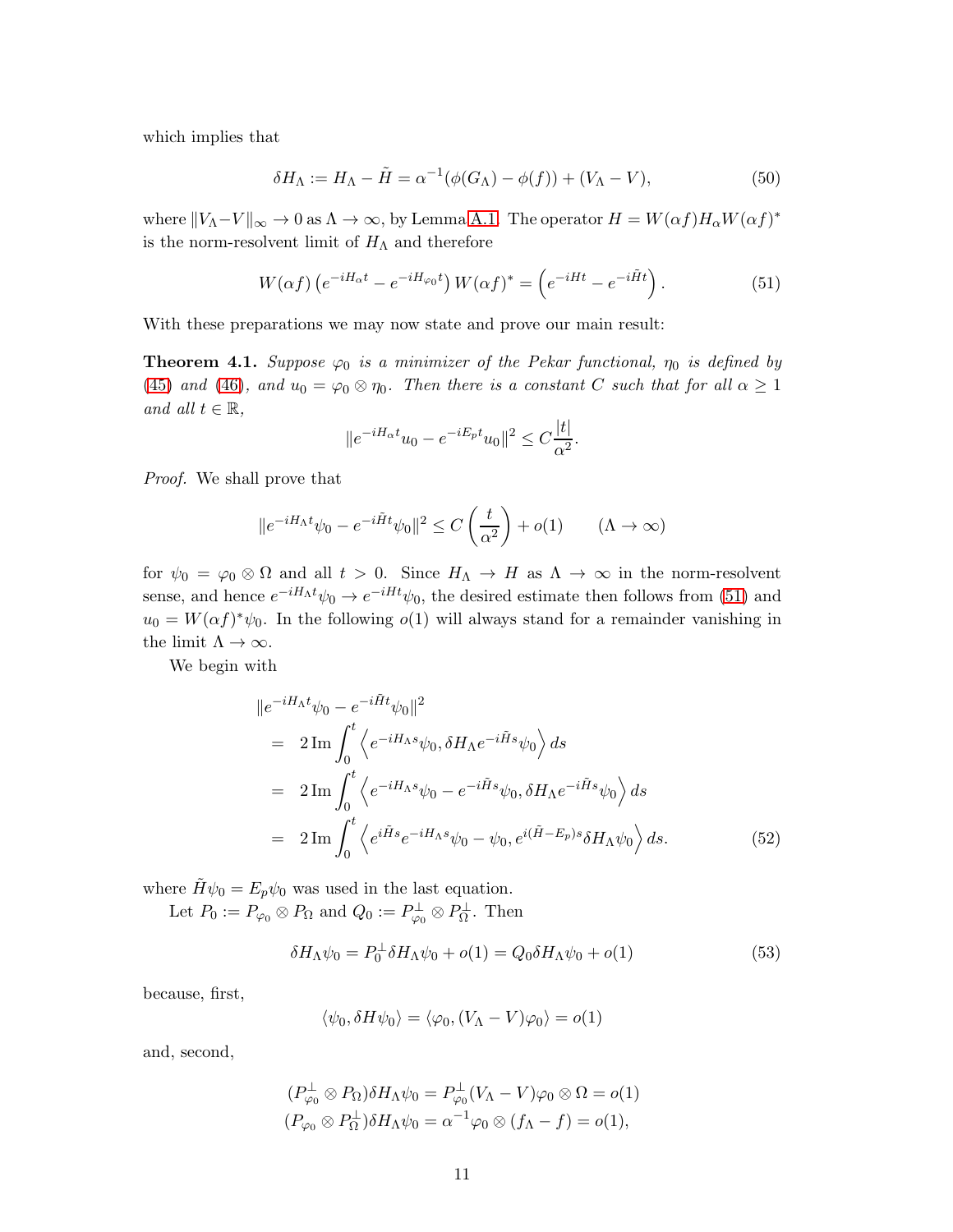which implies that

$$\delta H_\Lambda := H_\Lambda - \tilde{H} = \alpha^{-1}(\phi(G_\Lambda) - \phi(f)) + (V_\Lambda - V), \tag{50}$$

where $\|V_\Lambda - V\|_\infty \to 0$ as $\Lambda \to \infty$, by Lemma A.1. The operator $H = W(\alpha f) H_\alpha W(\alpha f)^*$ is the norm-resolvent limit of $H_\Lambda$ and therefore

$$W(\alpha f)\left(e^{-iH_\alpha t} - e^{-iH_{\varphi_0} t}\right) W(\alpha f)^* = \left(e^{-iHt} - e^{-i\tilde{H}t}\right). \tag{51}$$

With these preparations we may now state and prove our main result:

**Theorem 4.1.** *Suppose $\varphi_0$ is a minimizer of the Pekar functional, $\eta_0$ is defined by (45) and (46), and $u_0 = \varphi_0 \otimes \eta_0$. Then there is a constant $C$ such that for all $\alpha \geq 1$ and all $t \in \mathbb{R}$,*

$$\|e^{-iH_\alpha t} u_0 - e^{-iE_p t} u_0\|^2 \leq C \frac{|t|}{\alpha^2}.$$

*Proof.* We shall prove that

$$\|e^{-iH_\Lambda t}\psi_0 - e^{-i\tilde{H}t}\psi_0\|^2 \leq C\left(\frac{t}{\alpha^2}\right) + o(1) \qquad (\Lambda \to \infty)$$

for $\psi_0 = \varphi_0 \otimes \Omega$ and all $t > 0$. Since $H_\Lambda \to H$ as $\Lambda \to \infty$ in the norm-resolvent sense, and hence $e^{-iH_\Lambda t}\psi_0 \to e^{-iHt}\psi_0$, the desired estimate then follows from (51) and $u_0 = W(\alpha f)^*\psi_0$. In the following $o(1)$ will always stand for a remainder vanishing in the limit $\Lambda \to \infty$.

We begin with

$$\begin{aligned}
&\|e^{-iH_\Lambda t}\psi_0 - e^{-i\tilde{H}t}\psi_0\|^2 \\
&= 2\,\mathrm{Im} \int_0^t \left\langle e^{-iH_\Lambda s}\psi_0, \delta H_\Lambda e^{-i\tilde{H}s}\psi_0 \right\rangle ds \\
&= 2\,\mathrm{Im} \int_0^t \left\langle e^{-iH_\Lambda s}\psi_0 - e^{-i\tilde{H}s}\psi_0, \delta H_\Lambda e^{-i\tilde{H}s}\psi_0 \right\rangle ds \\
&= 2\,\mathrm{Im} \int_0^t \left\langle e^{i\tilde{H}s} e^{-iH_\Lambda s}\psi_0 - \psi_0, e^{i(\tilde{H}-E_p)s}\delta H_\Lambda \psi_0 \right\rangle ds.
\end{aligned} \tag{52}$$

where $\tilde{H}\psi_0 = E_p\psi_0$ was used in the last equation.

Let $P_0 := P_{\varphi_0} \otimes P_\Omega$ and $Q_0 := P_{\varphi_0}^\perp \otimes P_\Omega^\perp$. Then

$$\delta H_\Lambda \psi_0 = P_0^\perp \delta H_\Lambda \psi_0 + o(1) = Q_0 \delta H_\Lambda \psi_0 + o(1) \tag{53}$$

because, first,

$$\langle \psi_0, \delta H \psi_0 \rangle = \langle \varphi_0, (V_\Lambda - V)\varphi_0 \rangle = o(1)$$

and, second,

$$\begin{aligned}
(P_{\varphi_0}^\perp \otimes P_\Omega)\delta H_\Lambda \psi_0 &= P_{\varphi_0}^\perp (V_\Lambda - V)\varphi_0 \otimes \Omega = o(1) \\
(P_{\varphi_0} \otimes P_\Omega^\perp)\delta H_\Lambda \psi_0 &= \alpha^{-1}\varphi_0 \otimes (f_\Lambda - f) = o(1),
\end{aligned}$$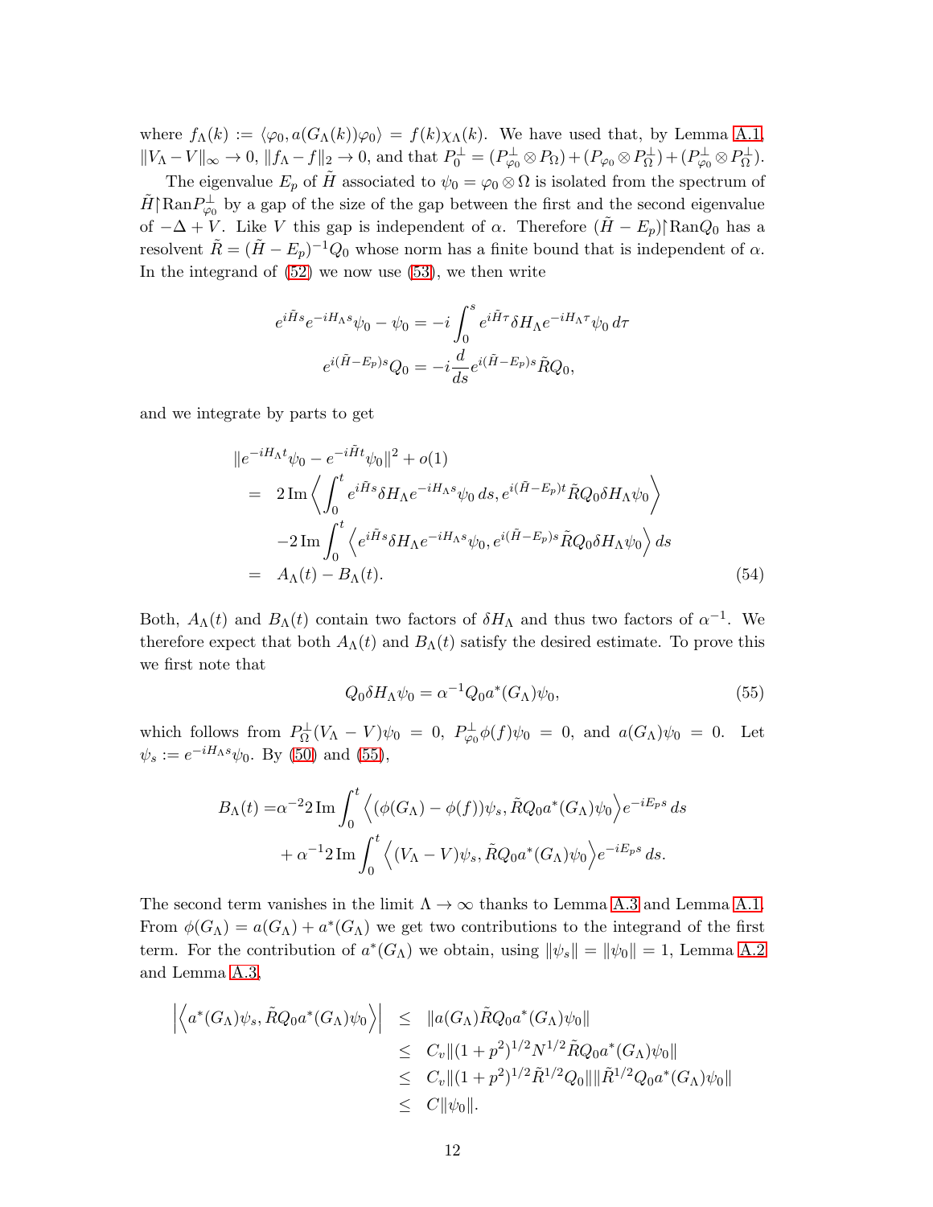where $f_\Lambda(k) := \langle \varphi_0, a(G_\Lambda(k))\varphi_0\rangle = f(k)\chi_\Lambda(k)$. We have used that, by Lemma A.1, $\|V_\Lambda - V\|_\infty \to 0$, $\|f_\Lambda - f\|_2 \to 0$, and that $P_0^\perp = (P_{\varphi_0}^\perp \otimes P_\Omega) + (P_{\varphi_0} \otimes P_\Omega^\perp) + (P_{\varphi_0}^\perp \otimes P_\Omega^\perp)$.

The eigenvalue $E_p$ of $\tilde{H}$ associated to $\psi_0 = \varphi_0 \otimes \Omega$ is isolated from the spectrum of $\tilde{H}\restriction \mathrm{Ran} P_{\varphi_0}^\perp$ by a gap of the size of the gap between the first and the second eigenvalue of $-\Delta + V$. Like $V$ this gap is independent of $\alpha$. Therefore $(\tilde{H} - E_p)\restriction \mathrm{Ran} Q_0$ has a resolvent $\tilde{R} = (\tilde{H} - E_p)^{-1} Q_0$ whose norm has a finite bound that is independent of $\alpha$. In the integrand of (52) we now use (53), we then write

$$
\begin{aligned}
e^{i\tilde{H}s} e^{-iH_\Lambda s}\psi_0 - \psi_0 &= -i\int_0^s e^{i\tilde{H}\tau}\delta H_\Lambda e^{-iH_\Lambda \tau}\psi_0\, d\tau \\
e^{i(\tilde{H}-E_p)s} Q_0 &= -i\frac{d}{ds} e^{i(\tilde{H}-E_p)s}\tilde{R} Q_0,
\end{aligned}
$$

and we integrate by parts to get

$$
\begin{aligned}
&\|e^{-iH_\Lambda t}\psi_0 - e^{-i\tilde{H}t}\psi_0\|^2 + o(1) \\
&= 2\,\mathrm{Im}\left\langle \int_0^t e^{i\tilde{H}s}\delta H_\Lambda e^{-iH_\Lambda s}\psi_0\, ds, e^{i(\tilde{H}-E_p)t}\tilde{R} Q_0 \delta H_\Lambda \psi_0\right\rangle \\
&\quad -2\,\mathrm{Im}\int_0^t \left\langle e^{i\tilde{H}s}\delta H_\Lambda e^{-iH_\Lambda s}\psi_0, e^{i(\tilde{H}-E_p)s}\tilde{R} Q_0 \delta H_\Lambda \psi_0\right\rangle ds \\
&= A_\Lambda(t) - B_\Lambda(t).
\end{aligned} \tag{54}
$$

Both, $A_\Lambda(t)$ and $B_\Lambda(t)$ contain two factors of $\delta H_\Lambda$ and thus two factors of $\alpha^{-1}$. We therefore expect that both $A_\Lambda(t)$ and $B_\Lambda(t)$ satisfy the desired estimate. To prove this we first note that

$$
Q_0 \delta H_\Lambda \psi_0 = \alpha^{-1} Q_0 a^*(G_\Lambda)\psi_0, \tag{55}
$$

which follows from $P_\Omega^\perp (V_\Lambda - V)\psi_0 = 0$, $P_{\varphi_0}^\perp \phi(f)\psi_0 = 0$, and $a(G_\Lambda)\psi_0 = 0$. Let $\psi_s := e^{-iH_\Lambda s}\psi_0$. By (50) and (55),

$$
\begin{aligned}
B_\Lambda(t) =& \alpha^{-2} 2\,\mathrm{Im}\int_0^t \left\langle (\phi(G_\Lambda) - \phi(f))\psi_s, \tilde{R} Q_0 a^*(G_\Lambda)\psi_0\right\rangle e^{-iE_p s}\, ds \\
&+ \alpha^{-1} 2\,\mathrm{Im}\int_0^t \left\langle (V_\Lambda - V)\psi_s, \tilde{R} Q_0 a^*(G_\Lambda)\psi_0\right\rangle e^{-iE_p s}\, ds.
\end{aligned}
$$

The second term vanishes in the limit $\Lambda \to \infty$ thanks to Lemma A.3 and Lemma A.1. From $\phi(G_\Lambda) = a(G_\Lambda) + a^*(G_\Lambda)$ we get two contributions to the integrand of the first term. For the contribution of $a^*(G_\Lambda)$ we obtain, using $\|\psi_s\| = \|\psi_0\| = 1$, Lemma A.2 and Lemma A.3,

$$
\begin{aligned}
\left|\left\langle a^*(G_\Lambda)\psi_s, \tilde{R} Q_0 a^*(G_\Lambda)\psi_0\right\rangle\right| &\le \|a(G_\Lambda)\tilde{R} Q_0 a^*(G_\Lambda)\psi_0\| \\
&\le C_v \|(1+p^2)^{1/2} N^{1/2}\tilde{R} Q_0 a^*(G_\Lambda)\psi_0\| \\
&\le C_v \|(1+p^2)^{1/2}\tilde{R}^{1/2} Q_0\| \|\tilde{R}^{1/2} Q_0 a^*(G_\Lambda)\psi_0\| \\
&\le C\|\psi_0\|.
\end{aligned}
$$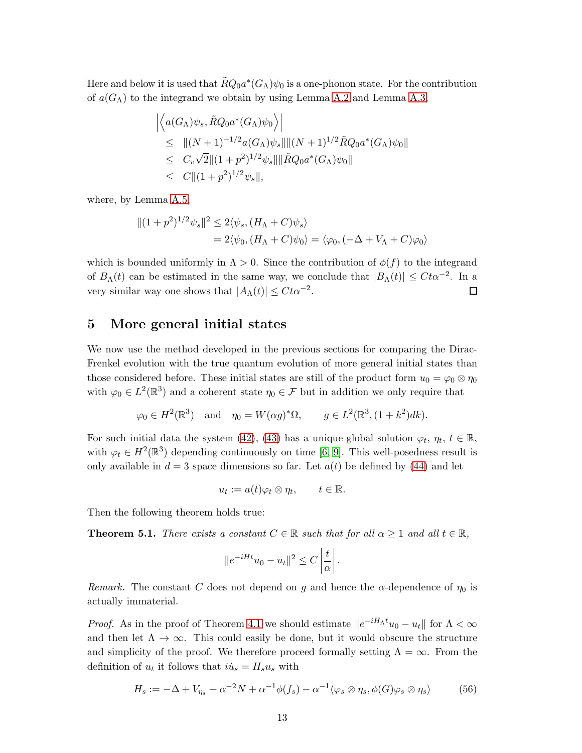Here and below it is used that $\tilde{R}Q_0 a^*(G_\Lambda)\psi_0$ is a one-phonon state. For the contribution of $a(G_\Lambda)$ to the integrand we obtain by using Lemma A.2 and Lemma A.3,

$$
\begin{aligned}
&\left|\left\langle a(G_\Lambda)\psi_s, \tilde{R}Q_0 a^*(G_\Lambda)\psi_0\right\rangle\right| \\
&\quad\leq \|(N+1)^{-1/2}a(G_\Lambda)\psi_s\|\|(N+1)^{1/2}\tilde{R}Q_0 a^*(G_\Lambda)\psi_0\| \\
&\quad\leq C_v\sqrt{2}\|(1+p^2)^{1/2}\psi_s\|\|\tilde{R}Q_0 a^*(G_\Lambda)\psi_0\| \\
&\quad\leq C\|(1+p^2)^{1/2}\psi_s\|,
\end{aligned}
$$

where, by Lemma A.5,

$$
\begin{aligned}
\|(1+p^2)^{1/2}\psi_s\|^2 &\leq 2\langle\psi_s,(H_\Lambda+C)\psi_s\rangle \\
&= 2\langle\psi_0,(H_\Lambda+C)\psi_0\rangle = \langle\varphi_0,(-\Delta+V_\Lambda+C)\varphi_0\rangle
\end{aligned}
$$

which is bounded uniformly in $\Lambda>0$. Since the contribution of $\phi(f)$ to the integrand of $B_\Lambda(t)$ can be estimated in the same way, we conclude that $|B_\Lambda(t)|\leq Ct\alpha^{-2}$. In a very similar way one shows that $|A_\Lambda(t)|\leq Ct\alpha^{-2}$. □

# 5 More general initial states

We now use the method developed in the previous sections for comparing the Dirac-Frenkel evolution with the true quantum evolution of more general initial states than those considered before. These initial states are still of the product form $u_0=\varphi_0\otimes\eta_0$ with $\varphi_0\in L^2(\mathbb{R}^3)$ and a coherent state $\eta_0\in\mathcal{F}$ but in addition we only require that

$$
\varphi_0\in H^2(\mathbb{R}^3)\quad\text{and}\quad \eta_0=W(\alpha g)^*\Omega,\qquad g\in L^2(\mathbb{R}^3,(1+k^2)dk).
$$

For such initial data the system (42), (43) has a unique global solution $\varphi_t$, $\eta_t$, $t\in\mathbb{R}$, with $\varphi_t\in H^2(\mathbb{R}^3)$ depending continuously on time [6, 9]. This well-posedness result is only available in $d=3$ space dimensions so far. Let $a(t)$ be defined by (44) and let

$$
u_t := a(t)\varphi_t\otimes\eta_t,\qquad t\in\mathbb{R}.
$$

Then the following theorem holds true:

**Theorem 5.1.** *There exists a constant $C\in\mathbb{R}$ such that for all $\alpha\geq 1$ and all $t\in\mathbb{R}$,*

$$
\|e^{-iHt}u_0-u_t\|^2\leq C\left|\frac{t}{\alpha}\right|.
$$

*Remark.* The constant $C$ does not depend on $g$ and hence the $\alpha$-dependence of $\eta_0$ is actually immaterial.

*Proof.* As in the proof of Theorem 4.1 we should estimate $\|e^{-iH_\Lambda t}u_0-u_t\|$ for $\Lambda<\infty$ and then let $\Lambda\to\infty$. This could easily be done, but it would obscure the structure and simplicity of the proof. We therefore proceed formally setting $\Lambda=\infty$. From the definition of $u_t$ it follows that $i\dot{u}_s=H_s u_s$ with

$$
H_s := -\Delta+V_{\eta_s}+\alpha^{-2}N+\alpha^{-1}\phi(f_s)-\alpha^{-1}\langle\varphi_s\otimes\eta_s,\phi(G)\varphi_s\otimes\eta_s\rangle \tag{56}
$$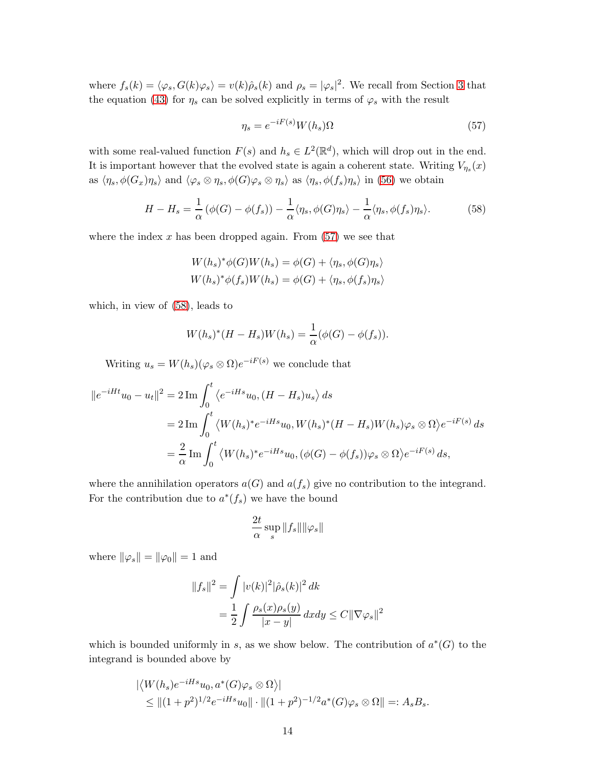where $f_s(k) = \langle \varphi_s, G(k)\varphi_s\rangle = v(k)\hat{\rho}_s(k)$ and $\rho_s = |\varphi_s|^2$. We recall from Section 3 that the equation (43) for $\eta_s$ can be solved explicitly in terms of $\varphi_s$ with the result

$$\eta_s = e^{-iF(s)}W(h_s)\Omega \tag{57}$$

with some real-valued function $F(s)$ and $h_s \in L^2(\mathbb{R}^d)$, which will drop out in the end. It is important however that the evolved state is again a coherent state. Writing $V_{\eta_s}(x)$ as $\langle \eta_s, \phi(G_x)\eta_s\rangle$ and $\langle \varphi_s \otimes \eta_s, \phi(G)\varphi_s \otimes \eta_s\rangle$ as $\langle \eta_s, \phi(f_s)\eta_s\rangle$ in (56) we obtain

$$H - H_s = \frac{1}{\alpha}\left(\phi(G) - \phi(f_s)\right) - \frac{1}{\alpha}\langle \eta_s, \phi(G)\eta_s\rangle - \frac{1}{\alpha}\langle \eta_s, \phi(f_s)\eta_s\rangle. \tag{58}$$

where the index $x$ has been dropped again. From (57) we see that

$$\begin{aligned}
W(h_s)^*\phi(G)W(h_s) &= \phi(G) + \langle \eta_s, \phi(G)\eta_s\rangle \\
W(h_s)^*\phi(f_s)W(h_s) &= \phi(G) + \langle \eta_s, \phi(f_s)\eta_s\rangle
\end{aligned}$$

which, in view of (58), leads to

$$W(h_s)^*(H - H_s)W(h_s) = \frac{1}{\alpha}(\phi(G) - \phi(f_s)).$$

Writing $u_s = W(h_s)(\varphi_s \otimes \Omega)e^{-iF(s)}$ we conclude that

$$\begin{aligned}
\|e^{-iHt}u_0 - u_t\|^2 &= 2\,\mathrm{Im}\int_0^t \left\langle e^{-iHs}u_0, (H - H_s)u_s\right\rangle ds \\
&= 2\,\mathrm{Im}\int_0^t \left\langle W(h_s)^*e^{-iHs}u_0, W(h_s)^*(H - H_s)W(h_s)\varphi_s \otimes \Omega\right\rangle e^{-iF(s)}\, ds \\
&= \frac{2}{\alpha}\,\mathrm{Im}\int_0^t \left\langle W(h_s)^*e^{-iHs}u_0, (\phi(G) - \phi(f_s))\varphi_s \otimes \Omega\right\rangle e^{-iF(s)}\, ds,
\end{aligned}$$

where the annihilation operators $a(G)$ and $a(f_s)$ give no contribution to the integrand. For the contribution due to $a^*(f_s)$ we have the bound

$$\frac{2t}{\alpha}\sup_s \|f_s\|\|\varphi_s\|$$

where $\|\varphi_s\| = \|\varphi_0\| = 1$ and

$$\begin{aligned}
\|f_s\|^2 &= \int |v(k)|^2|\hat{\rho}_s(k)|^2\, dk \\
&= \frac{1}{2}\int \frac{\rho_s(x)\rho_s(y)}{|x - y|}\, dxdy \le C\|\nabla\varphi_s\|^2
\end{aligned}$$

which is bounded uniformly in $s$, as we show below. The contribution of $a^*(G)$ to the integrand is bounded above by

$$\begin{aligned}
&|\langle W(h_s)e^{-iHs}u_0, a^*(G)\varphi_s \otimes \Omega\rangle| \\
&\quad \le \|(1 + p^2)^{1/2}e^{-iHs}u_0\| \cdot \|(1 + p^2)^{-1/2}a^*(G)\varphi_s \otimes \Omega\| =: A_sB_s.
\end{aligned}$$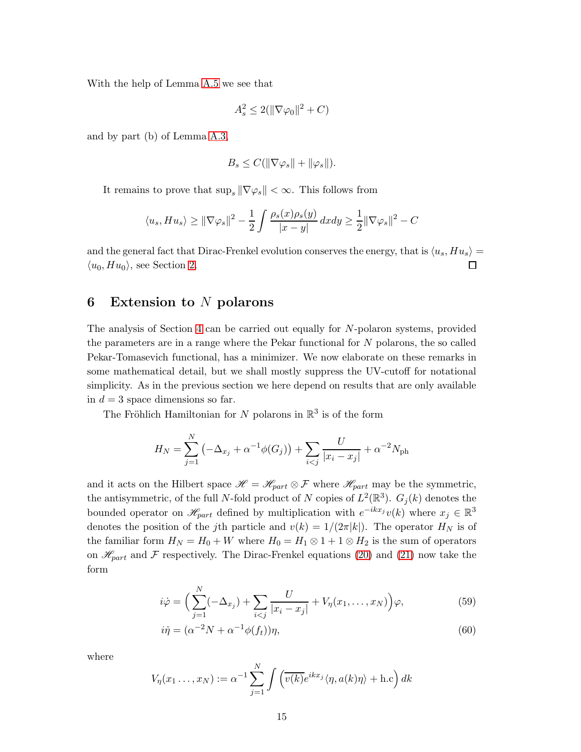With the help of Lemma A.5 we see that

$$A_s^2 \leq 2(\|\nabla\varphi_0\|^2 + C)$$

and by part (b) of Lemma A.3,

$$B_s \leq C(\|\nabla\varphi_s\| + \|\varphi_s\|).$$

It remains to prove that $\sup_s \|\nabla\varphi_s\| < \infty$. This follows from

$$\langle u_s, H u_s\rangle \geq \|\nabla\varphi_s\|^2 - \frac{1}{2}\int \frac{\rho_s(x)\rho_s(y)}{|x-y|}\,dxdy \geq \frac{1}{2}\|\nabla\varphi_s\|^2 - C$$

and the general fact that Dirac-Frenkel evolution conserves the energy, that is $\langle u_s, Hu_s\rangle = \langle u_0, Hu_0\rangle$, see Section 2. ◻

## 6 Extension to $N$ polarons

The analysis of Section 4 can be carried out equally for $N$-polaron systems, provided the parameters are in a range where the Pekar functional for $N$ polarons, the so called Pekar-Tomasevich functional, has a minimizer. We now elaborate on these remarks in some mathematical detail, but we shall mostly suppress the UV-cutoff for notational simplicity. As in the previous section we here depend on results that are only available in $d = 3$ space dimensions so far.

The Fröhlich Hamiltonian for $N$ polarons in $\mathbb{R}^3$ is of the form

$$H_N = \sum_{j=1}^{N}\left(-\Delta_{x_j} + \alpha^{-1}\phi(G_j)\right) + \sum_{i<j}\frac{U}{|x_i - x_j|} + \alpha^{-2}N_{\text{ph}}$$

and it acts on the Hilbert space $\mathscr{H} = \mathscr{H}_{part}\otimes\mathcal{F}$ where $\mathscr{H}_{part}$ may be the symmetric, the antisymmetric, of the full $N$-fold product of $N$ copies of $L^2(\mathbb{R}^3)$. $G_j(k)$ denotes the bounded operator on $\mathscr{H}_{part}$ defined by multiplication with $e^{-ikx_j}v(k)$ where $x_j \in \mathbb{R}^3$ denotes the position of the $j$th particle and $v(k) = 1/(2\pi|k|)$. The operator $H_N$ is of the familiar form $H_N = H_0 + W$ where $H_0 = H_1 \otimes 1 + 1 \otimes H_2$ is the sum of operators on $\mathscr{H}_{part}$ and $\mathcal{F}$ respectively. The Dirac-Frenkel equations (20) and (21) now take the form

$$i\dot{\varphi} = \Big(\sum_{j=1}^{N}(-\Delta_{x_j}) + \sum_{i<j}\frac{U}{|x_i - x_j|} + V_\eta(x_1,\ldots,x_N)\Big)\varphi, \tag{59}$$

$$i\dot{\eta} = (\alpha^{-2}N + \alpha^{-1}\phi(f_t))\eta, \tag{60}$$

where

$$V_\eta(x_1\ldots,x_N) := \alpha^{-1}\sum_{j=1}^{N}\int\Big(\overline{v(k)}e^{ikx_j}\langle\eta, a(k)\eta\rangle + \text{h.c}\Big)\,dk$$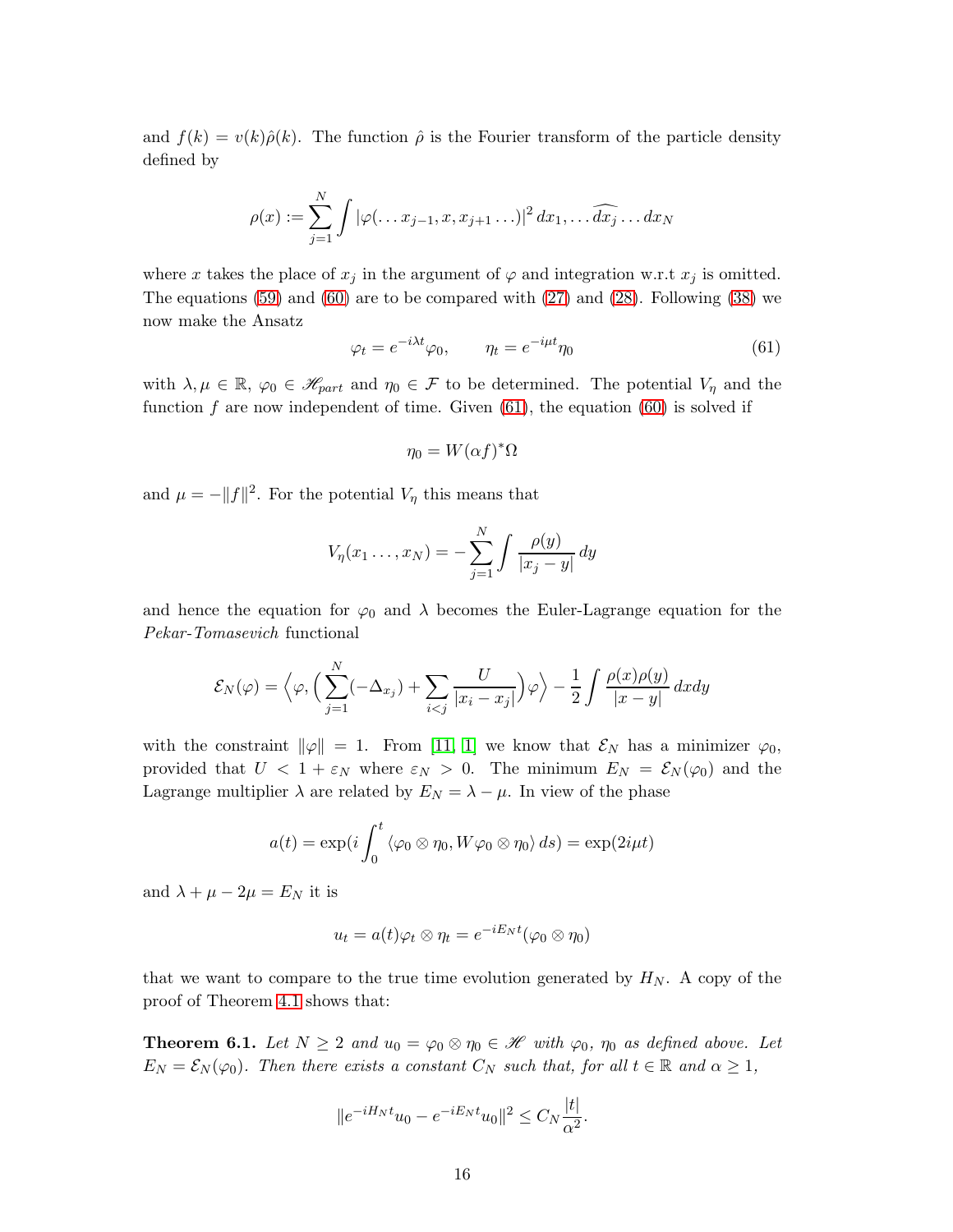and $f(k) = v(k)\hat{\rho}(k)$. The function $\hat{\rho}$ is the Fourier transform of the particle density defined by

$$\rho(x) := \sum_{j=1}^{N} \int |\varphi(\ldots x_{j-1}, x, x_{j+1} \ldots)|^2 \, dx_1, \ldots \widehat{dx_j} \ldots dx_N$$

where $x$ takes the place of $x_j$ in the argument of $\varphi$ and integration w.r.t $x_j$ is omitted. The equations (59) and (60) are to be compared with (27) and (28). Following (38) we now make the Ansatz

$$\varphi_t = e^{-i\lambda t}\varphi_0, \qquad \eta_t = e^{-i\mu t}\eta_0 \tag{61}$$

with $\lambda, \mu \in \mathbb{R}$, $\varphi_0 \in \mathscr{H}_{part}$ and $\eta_0 \in \mathcal{F}$ to be determined. The potential $V_\eta$ and the function $f$ are now independent of time. Given (61), the equation (60) is solved if

$$\eta_0 = W(\alpha f)^* \Omega$$

and $\mu = -\|f\|^2$. For the potential $V_\eta$ this means that

$$V_\eta(x_1 \ldots, x_N) = -\sum_{j=1}^{N} \int \frac{\rho(y)}{|x_j - y|} \, dy$$

and hence the equation for $\varphi_0$ and $\lambda$ becomes the Euler-Lagrange equation for the *Pekar-Tomasevich* functional

$$\mathcal{E}_N(\varphi) = \Big\langle \varphi, \Big( \sum_{j=1}^{N} (-\Delta_{x_j}) + \sum_{i<j} \frac{U}{|x_i - x_j|} \Big) \varphi \Big\rangle - \frac{1}{2} \int \frac{\rho(x)\rho(y)}{|x-y|} \, dx dy$$

with the constraint $\|\varphi\| = 1$. From [11, 1] we know that $\mathcal{E}_N$ has a minimizer $\varphi_0$, provided that $U < 1 + \varepsilon_N$ where $\varepsilon_N > 0$. The minimum $E_N = \mathcal{E}_N(\varphi_0)$ and the Lagrange multiplier $\lambda$ are related by $E_N = \lambda - \mu$. In view of the phase

$$a(t) = \exp(i \int_0^t \langle \varphi_0 \otimes \eta_0, W \varphi_0 \otimes \eta_0 \rangle \, ds) = \exp(2i\mu t)$$

and $\lambda + \mu - 2\mu = E_N$ it is

$$u_t = a(t)\varphi_t \otimes \eta_t = e^{-iE_N t}(\varphi_0 \otimes \eta_0)$$

that we want to compare to the true time evolution generated by $H_N$. A copy of the proof of Theorem 4.1 shows that:

**Theorem 6.1.** *Let $N \geq 2$ and $u_0 = \varphi_0 \otimes \eta_0 \in \mathscr{H}$ with $\varphi_0$, $\eta_0$ as defined above. Let $E_N = \mathcal{E}_N(\varphi_0)$. Then there exists a constant $C_N$ such that, for all $t \in \mathbb{R}$ and $\alpha \geq 1$,*

$$\|e^{-iH_N t} u_0 - e^{-iE_N t} u_0\|^2 \leq C_N \frac{|t|}{\alpha^2}.$$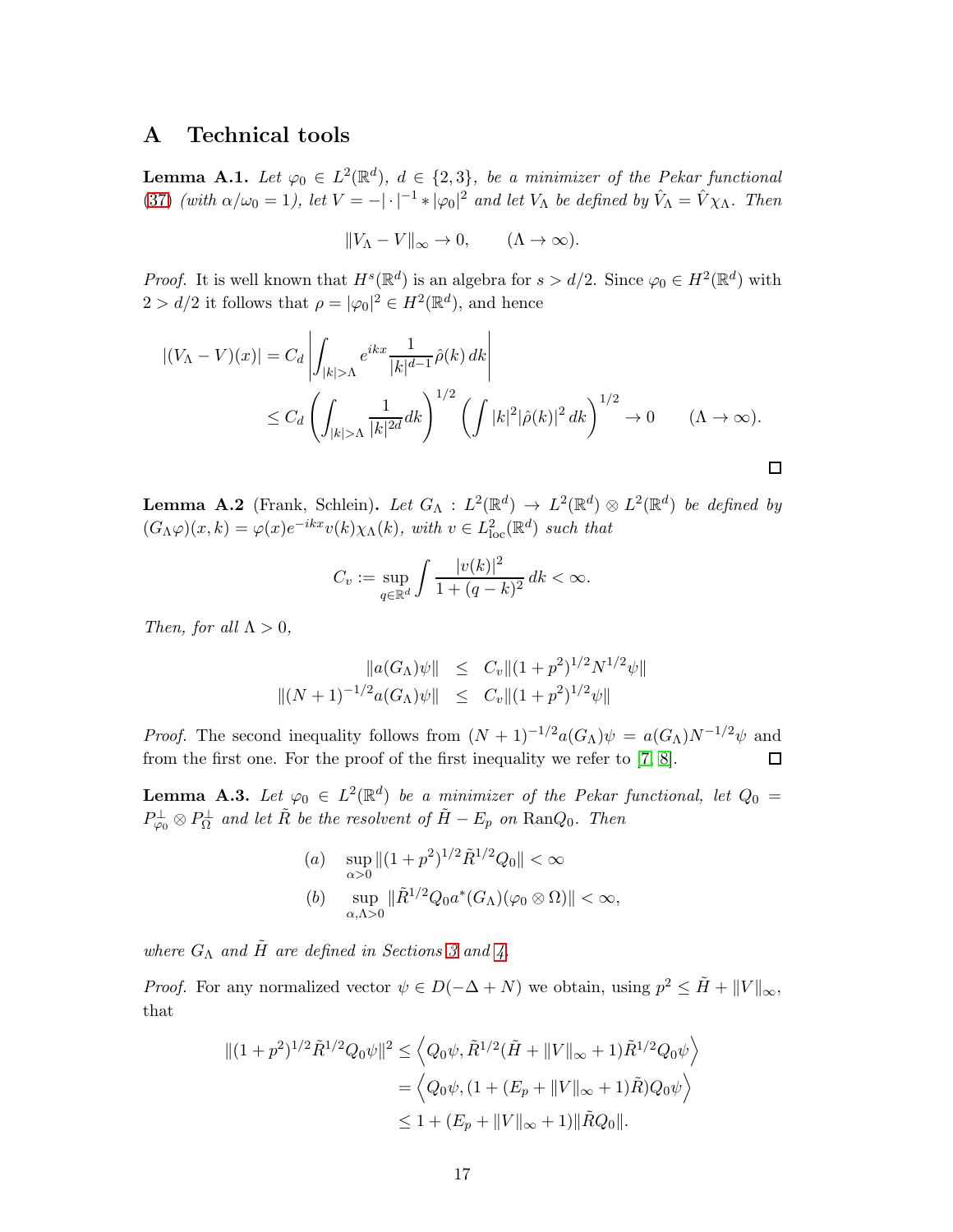# A Technical tools

**Lemma A.1.** *Let $\varphi_0 \in L^2(\mathbb{R}^d)$, $d \in \{2, 3\}$, be a minimizer of the Pekar functional (37) (with $\alpha/\omega_0 = 1$), let $V = -|\cdot|^{-1} * |\varphi_0|^2$ and let $V_\Lambda$ be defined by $\hat{V}_\Lambda = \hat{V}\chi_\Lambda$. Then*

$$\|V_\Lambda - V\|_\infty \to 0, \qquad (\Lambda \to \infty).$$

*Proof.* It is well known that $H^s(\mathbb{R}^d)$ is an algebra for $s > d/2$. Since $\varphi_0 \in H^2(\mathbb{R}^d)$ with $2 > d/2$ it follows that $\rho = |\varphi_0|^2 \in H^2(\mathbb{R}^d)$, and hence

$$\begin{aligned}
|(V_\Lambda - V)(x)| &= C_d \left| \int_{|k|>\Lambda} e^{ikx} \frac{1}{|k|^{d-1}} \hat{\rho}(k)\, dk \right| \\
&\leq C_d \left( \int_{|k|>\Lambda} \frac{1}{|k|^{2d}} dk \right)^{1/2} \left( \int |k|^2 |\hat{\rho}(k)|^2\, dk \right)^{1/2} \to 0 \qquad (\Lambda \to \infty).
\end{aligned}$$

□

**Lemma A.2** (Frank, Schlein)**.** *Let $G_\Lambda : L^2(\mathbb{R}^d) \to L^2(\mathbb{R}^d) \otimes L^2(\mathbb{R}^d)$ be defined by $(G_\Lambda \varphi)(x, k) = \varphi(x) e^{-ikx} v(k) \chi_\Lambda(k)$, with $v \in L^2_{\mathrm{loc}}(\mathbb{R}^d)$ such that*

$$C_v := \sup_{q \in \mathbb{R}^d} \int \frac{|v(k)|^2}{1 + (q-k)^2}\, dk < \infty.$$

*Then, for all $\Lambda > 0$,*

$$\begin{aligned}
\|a(G_\Lambda)\psi\| &\leq C_v \|(1+p^2)^{1/2} N^{1/2} \psi\| \\
\|(N+1)^{-1/2} a(G_\Lambda)\psi\| &\leq C_v \|(1+p^2)^{1/2} \psi\|
\end{aligned}$$

*Proof.* The second inequality follows from $(N+1)^{-1/2} a(G_\Lambda)\psi = a(G_\Lambda) N^{-1/2} \psi$ and from the first one. For the proof of the first inequality we refer to [7, 8]. □

**Lemma A.3.** *Let $\varphi_0 \in L^2(\mathbb{R}^d)$ be a minimizer of the Pekar functional, let $Q_0 = P^\perp_{\varphi_0} \otimes P^\perp_\Omega$ and let $\tilde{R}$ be the resolvent of $\tilde{H} - E_p$ on $\mathrm{Ran}Q_0$. Then*

$$\begin{aligned}
&(a) \quad \sup_{\alpha > 0} \|(1+p^2)^{1/2} \tilde{R}^{1/2} Q_0\| < \infty \\
&(b) \quad \sup_{\alpha, \Lambda > 0} \|\tilde{R}^{1/2} Q_0 a^*(G_\Lambda)(\varphi_0 \otimes \Omega)\| < \infty,
\end{aligned}$$

*where $G_\Lambda$ and $\tilde{H}$ are defined in Sections 3 and 4.*

*Proof.* For any normalized vector $\psi \in D(-\Delta + N)$ we obtain, using $p^2 \leq \tilde{H} + \|V\|_\infty$, that

$$\begin{aligned}
\|(1+p^2)^{1/2} \tilde{R}^{1/2} Q_0 \psi\|^2 &\leq \left\langle Q_0\psi, \tilde{R}^{1/2} (\tilde{H} + \|V\|_\infty + 1) \tilde{R}^{1/2} Q_0 \psi \right\rangle \\
&= \left\langle Q_0 \psi, (1 + (E_p + \|V\|_\infty + 1)\tilde{R}) Q_0 \psi \right\rangle \\
&\leq 1 + (E_p + \|V\|_\infty + 1) \|\tilde{R} Q_0\|.
\end{aligned}$$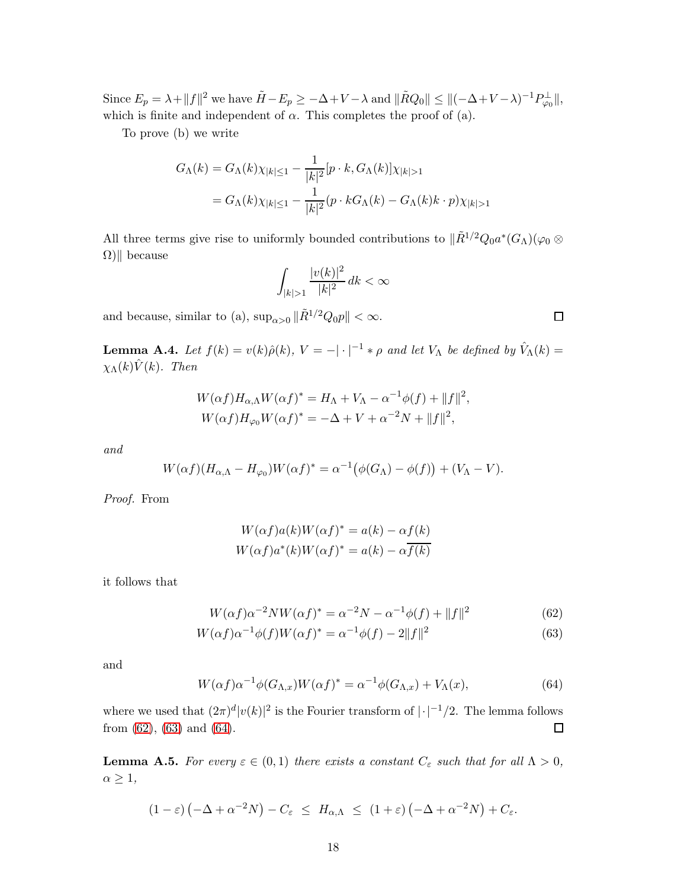Since $E_p = \lambda + \|f\|^2$ we have $\tilde{H} - E_p \geq -\Delta + V - \lambda$ and $\|\tilde{R}Q_0\| \leq \|(-\Delta + V - \lambda)^{-1} P_{\varphi_0}^{\perp}\|$, which is finite and independent of $\alpha$. This completes the proof of (a).

To prove (b) we write

$$
\begin{aligned}
G_\Lambda(k) &= G_\Lambda(k)\chi_{|k|\leq 1} - \frac{1}{|k|^2}[p\cdot k, G_\Lambda(k)]\chi_{|k|>1} \\
&= G_\Lambda(k)\chi_{|k|\leq 1} - \frac{1}{|k|^2}(p\cdot k G_\Lambda(k) - G_\Lambda(k) k\cdot p)\chi_{|k|>1}
\end{aligned}
$$

All three terms give rise to uniformly bounded contributions to $\|\tilde{R}^{1/2}Q_0 a^*(G_\Lambda)(\varphi_0 \otimes \Omega)\|$ because

$$
\int_{|k|>1} \frac{|v(k)|^2}{|k|^2}\, dk < \infty
$$

and because, similar to (a), $\sup_{\alpha>0} \|\tilde{R}^{1/2}Q_0 p\| < \infty$. $\square$

**Lemma A.4.** *Let $f(k) = v(k)\hat{\rho}(k)$, $V = -|\cdot|^{-1} * \rho$ and let $V_\Lambda$ be defined by $\hat{V}_\Lambda(k) = \chi_\Lambda(k)\hat{V}(k)$. Then*

$$
\begin{aligned}
W(\alpha f) H_{\alpha,\Lambda} W(\alpha f)^* &= H_\Lambda + V_\Lambda - \alpha^{-1}\phi(f) + \|f\|^2, \\
W(\alpha f) H_{\varphi_0} W(\alpha f)^* &= -\Delta + V + \alpha^{-2}N + \|f\|^2,
\end{aligned}
$$

*and*

$$
W(\alpha f)(H_{\alpha,\Lambda} - H_{\varphi_0})W(\alpha f)^* = \alpha^{-1}\big(\phi(G_\Lambda) - \phi(f)\big) + (V_\Lambda - V).
$$

*Proof.* From

$$
\begin{aligned}
W(\alpha f) a(k) W(\alpha f)^* &= a(k) - \alpha f(k) \\
W(\alpha f) a^*(k) W(\alpha f)^* &= a(k) - \alpha \overline{f(k)}
\end{aligned}
$$

it follows that

$$
W(\alpha f)\alpha^{-2} N W(\alpha f)^* = \alpha^{-2}N - \alpha^{-1}\phi(f) + \|f\|^2 \tag{62}
$$

$$
W(\alpha f)\alpha^{-1}\phi(f) W(\alpha f)^* = \alpha^{-1}\phi(f) - 2\|f\|^2 \tag{63}
$$

and

$$
W(\alpha f)\alpha^{-1}\phi(G_{\Lambda,x}) W(\alpha f)^* = \alpha^{-1}\phi(G_{\Lambda,x}) + V_\Lambda(x), \tag{64}
$$

where we used that $(2\pi)^d |v(k)|^2$ is the Fourier transform of $|\cdot|^{-1}/2$. The lemma follows from (62), (63) and (64). $\square$

**Lemma A.5.** *For every $\varepsilon \in (0,1)$ there exists a constant $C_\varepsilon$ such that for all $\Lambda > 0$, $\alpha \geq 1$,*

$$
(1-\varepsilon)\left(-\Delta + \alpha^{-2}N\right) - C_\varepsilon \;\leq\; H_{\alpha,\Lambda} \;\leq\; (1+\varepsilon)\left(-\Delta + \alpha^{-2}N\right) + C_\varepsilon.
$$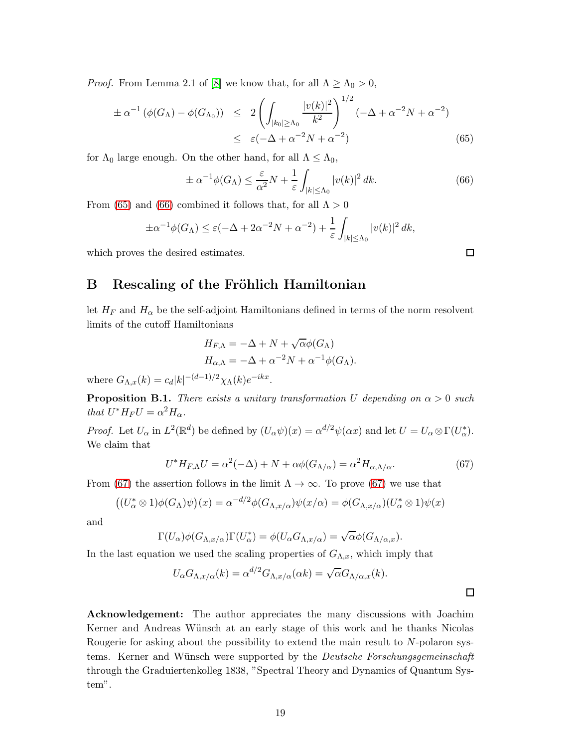*Proof.* From Lemma 2.1 of [8] we know that, for all $\Lambda \geq \Lambda_0 > 0$,

$$
\begin{aligned}
\pm\, \alpha^{-1} \left(\phi(G_\Lambda) - \phi(G_{\Lambda_0})\right) &\leq 2 \left( \int_{|k_0| \geq \Lambda_0} \frac{|v(k)|^2}{k^2} \right)^{1/2} (-\Delta + \alpha^{-2} N + \alpha^{-2}) \\
&\leq \varepsilon(-\Delta + \alpha^{-2} N + \alpha^{-2})
\end{aligned} \tag{65}
$$

for $\Lambda_0$ large enough. On the other hand, for all $\Lambda \leq \Lambda_0$,

$$
\pm\, \alpha^{-1} \phi(G_\Lambda) \leq \frac{\varepsilon}{\alpha^2} N + \frac{1}{\varepsilon} \int_{|k| \leq \Lambda_0} |v(k)|^2 \, dk. \tag{66}
$$

From (65) and (66) combined it follows that, for all $\Lambda > 0$

$$
\pm \alpha^{-1} \phi(G_\Lambda) \leq \varepsilon(-\Delta + 2\alpha^{-2} N + \alpha^{-2}) + \frac{1}{\varepsilon} \int_{|k| \leq \Lambda_0} |v(k)|^2 \, dk,
$$

which proves the desired estimates. □

## B Rescaling of the Fröhlich Hamiltonian

let $H_F$ and $H_\alpha$ be the self-adjoint Hamiltonians defined in terms of the norm resolvent limits of the cutoff Hamiltonians

$$
\begin{aligned}
H_{F,\Lambda} &= -\Delta + N + \sqrt{\alpha}\phi(G_\Lambda) \\
H_{\alpha,\Lambda} &= -\Delta + \alpha^{-2} N + \alpha^{-1} \phi(G_\Lambda).
\end{aligned}
$$

where $G_{\Lambda,x}(k) = c_d |k|^{-(d-1)/2} \chi_\Lambda(k) e^{-ikx}$.

**Proposition B.1.** *There exists a unitary transformation $U$ depending on $\alpha > 0$ such that $U^* H_F U = \alpha^2 H_\alpha$.*

*Proof.* Let $U_\alpha$ in $L^2(\mathbb{R}^d)$ be defined by $(U_\alpha \psi)(x) = \alpha^{d/2} \psi(\alpha x)$ and let $U = U_\alpha \otimes \Gamma(U_\alpha^*)$. We claim that

$$
U^* H_{F,\Lambda} U = \alpha^2(-\Delta) + N + \alpha \phi(G_{\Lambda/\alpha}) = \alpha^2 H_{\alpha,\Lambda/\alpha}. \tag{67}
$$

From (67) the assertion follows in the limit $\Lambda \to \infty$. To prove (67) we use that

$$
\left((U_\alpha^* \otimes 1)\phi(G_\Lambda)\psi\right)(x) = \alpha^{-d/2} \phi(G_{\Lambda,x/\alpha})\psi(x/\alpha) = \phi(G_{\Lambda,x/\alpha})(U_\alpha^* \otimes 1)\psi(x)
$$

and

$$
\Gamma(U_\alpha)\phi(G_{\Lambda,x/\alpha})\Gamma(U_\alpha^*) = \phi(U_\alpha G_{\Lambda,x/\alpha}) = \sqrt{\alpha}\phi(G_{\Lambda/\alpha,x}).
$$

In the last equation we used the scaling properties of $G_{\Lambda,x}$, which imply that

$$
U_\alpha G_{\Lambda,x/\alpha}(k) = \alpha^{d/2} G_{\Lambda,x/\alpha}(\alpha k) = \sqrt{\alpha} G_{\Lambda/\alpha,x}(k).
$$

□

**Acknowledgement:** The author appreciates the many discussions with Joachim Kerner and Andreas Wünsch at an early stage of this work and he thanks Nicolas Rougerie for asking about the possibility to extend the main result to $N$-polaron systems. Kerner and Wünsch were supported by the *Deutsche Forschungsgemeinschaft* through the Graduiertenkolleg 1838, "Spectral Theory and Dynamics of Quantum System".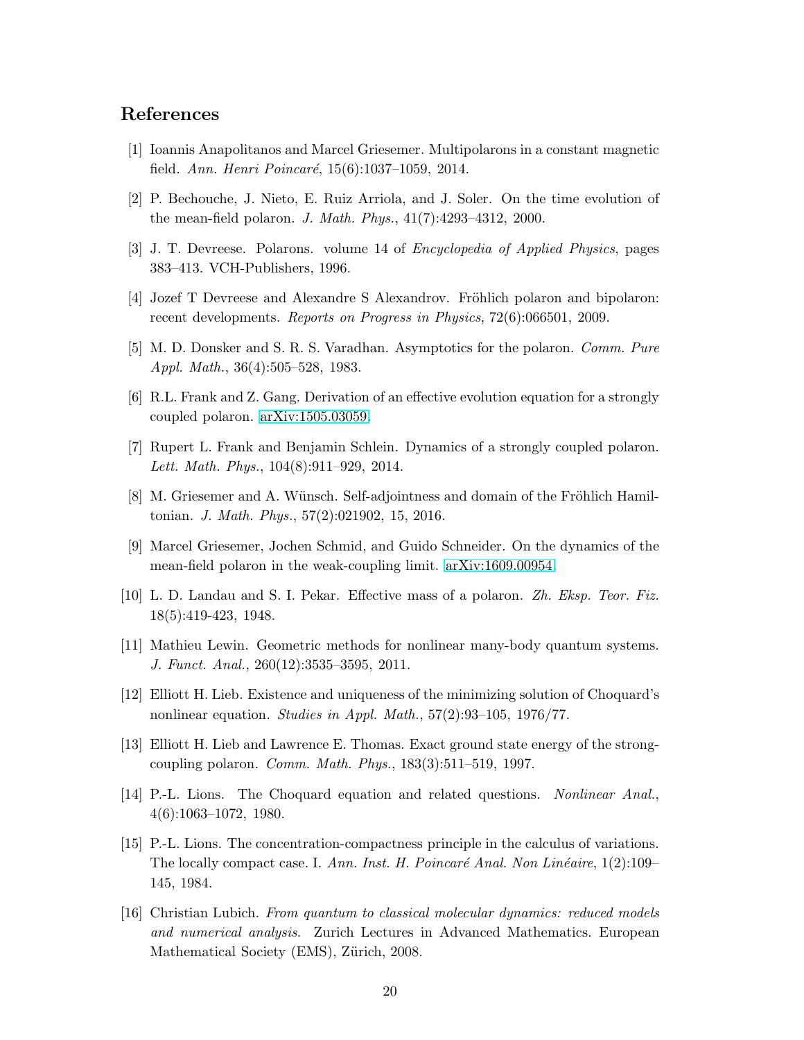## References

[1] Ioannis Anapolitanos and Marcel Griesemer. Multipolarons in a constant magnetic field. *Ann. Henri Poincaré*, 15(6):1037–1059, 2014.

[2] P. Bechouche, J. Nieto, E. Ruiz Arriola, and J. Soler. On the time evolution of the mean-field polaron. *J. Math. Phys.*, 41(7):4293–4312, 2000.

[3] J. T. Devreese. Polarons. volume 14 of *Encyclopedia of Applied Physics*, pages 383–413. VCH-Publishers, 1996.

[4] Jozef T Devreese and Alexandre S Alexandrov. Fröhlich polaron and bipolaron: recent developments. *Reports on Progress in Physics*, 72(6):066501, 2009.

[5] M. D. Donsker and S. R. S. Varadhan. Asymptotics for the polaron. *Comm. Pure Appl. Math.*, 36(4):505–528, 1983.

[6] R.L. Frank and Z. Gang. Derivation of an effective evolution equation for a strongly coupled polaron. arXiv:1505.03059.

[7] Rupert L. Frank and Benjamin Schlein. Dynamics of a strongly coupled polaron. *Lett. Math. Phys.*, 104(8):911–929, 2014.

[8] M. Griesemer and A. Wünsch. Self-adjointness and domain of the Fröhlich Hamiltonian. *J. Math. Phys.*, 57(2):021902, 15, 2016.

[9] Marcel Griesemer, Jochen Schmid, and Guido Schneider. On the dynamics of the mean-field polaron in the weak-coupling limit. arXiv:1609.00954.

[10] L. D. Landau and S. I. Pekar. Effective mass of a polaron. *Zh. Eksp. Teor. Fiz.* 18(5):419-423, 1948.

[11] Mathieu Lewin. Geometric methods for nonlinear many-body quantum systems. *J. Funct. Anal.*, 260(12):3535–3595, 2011.

[12] Elliott H. Lieb. Existence and uniqueness of the minimizing solution of Choquard's nonlinear equation. *Studies in Appl. Math.*, 57(2):93–105, 1976/77.

[13] Elliott H. Lieb and Lawrence E. Thomas. Exact ground state energy of the strong-coupling polaron. *Comm. Math. Phys.*, 183(3):511–519, 1997.

[14] P.-L. Lions. The Choquard equation and related questions. *Nonlinear Anal.*, 4(6):1063–1072, 1980.

[15] P.-L. Lions. The concentration-compactness principle in the calculus of variations. The locally compact case. I. *Ann. Inst. H. Poincaré Anal. Non Linéaire*, 1(2):109–145, 1984.

[16] Christian Lubich. *From quantum to classical molecular dynamics: reduced models and numerical analysis*. Zurich Lectures in Advanced Mathematics. European Mathematical Society (EMS), Zürich, 2008.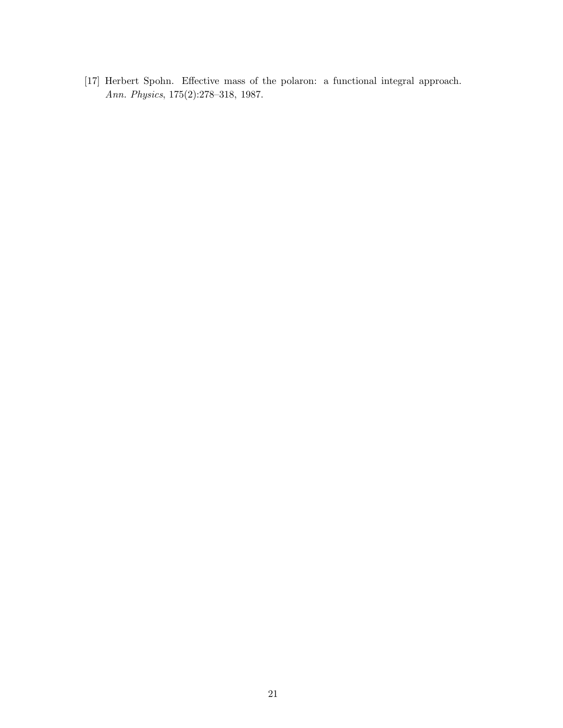[17] Herbert Spohn. Effective mass of the polaron: a functional integral approach. *Ann. Physics*, 175(2):278–318, 1987.